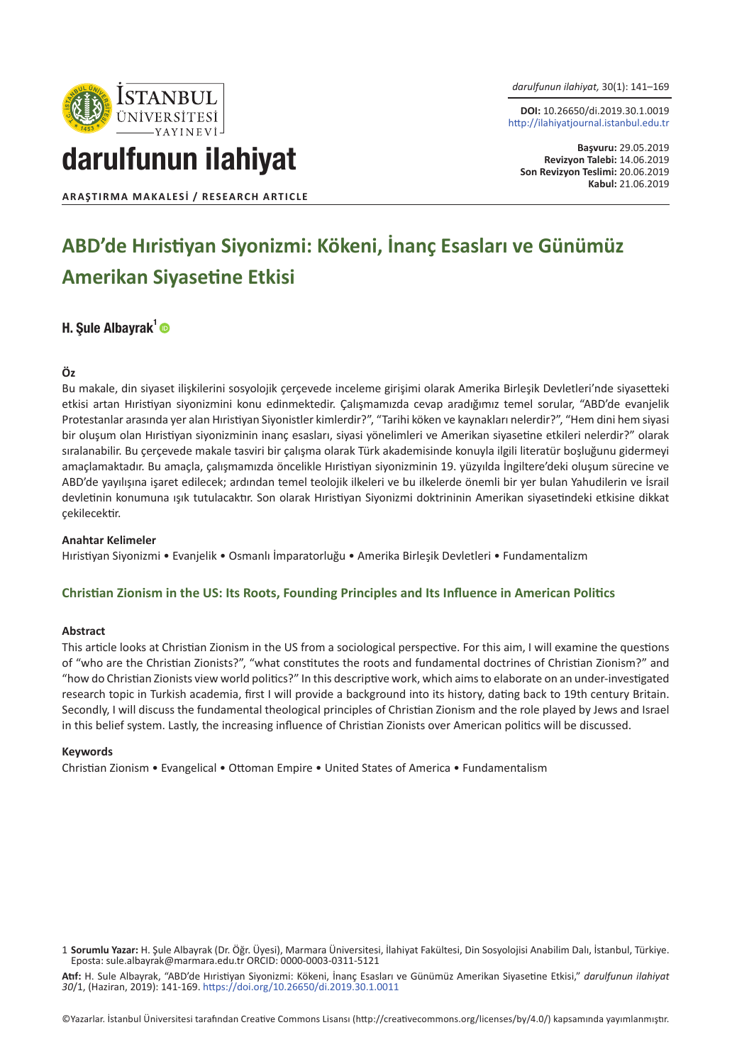darulfunun ilahiyat

DOI: 10.26650/di.2019.30.1.0019
http://ilahiyatjournal.istanbul.edu.tr

**Başvuru:** 29.05.2019
**Revizyon Talebi:** 14.06.2019
**Son Revizyon Teslimi:** 20.06.2019
**Kabul:** 21.06.2019

**ARAŞTIRMA MAKALESİ / RESEARCH ARTICLE**

# ABD'de Hıristiyan Siyonizmi: Kökeni, İnanç Esasları ve Günümüz Amerikan Siyasetine Etkisi

**H. Şule Albayrak**[1]

### Öz

Bu makale, din siyaset ilişkilerini sosyolojik çerçevede inceleme girişimi olarak Amerika Birleşik Devletleri'nde siyasetteki etkisi artan Hıristiyan siyonizmini konu edinmektedir. Çalışmamızda cevap aradığımız temel sorular, "ABD'de evanjelik Protestanlar arasında yer alan Hıristiyan Siyonistler kimlerdir?", "Tarihi köken ve kaynakları nelerdir?", "Hem dini hem siyasi bir oluşum olan Hıristiyan siyonizminin inanç esasları, siyasi yönelimleri ve Amerikan siyasetine etkileri nelerdir?" olarak sıralanabilir. Bu çerçevede makale tasviri bir çalışma olarak Türk akademisinde konuyla ilgili literatür boşluğunu gidermeyi amaçlamaktadır. Bu amaçla, çalışmamızda öncelikle Hıristiyan siyonizminin 19. yüzyılda İngiltere'deki oluşum sürecine ve ABD'de yayılışına işaret edilecek; ardından temel teolojik ilkeleri ve bu ilkelerde önemli bir yer bulan Yahudilerin ve İsrail devletinin konumuna ışık tutulacaktır. Son olarak Hıristiyan Siyonizmi doktrininin Amerikan siyasetindeki etkisine dikkat çekilecektir.

### Anahtar Kelimeler

Hıristiyan Siyonizmi • Evanjelik • Osmanlı İmparatorluğu • Amerika Birleşik Devletleri • Fundamentalizm

## Christian Zionism in the US: Its Roots, Founding Principles and Its Influence in American Politics

### Abstract

This article looks at Christian Zionism in the US from a sociological perspective. For this aim, I will examine the questions of "who are the Christian Zionists?", "what constitutes the roots and fundamental doctrines of Christian Zionism?" and "how do Christian Zionists view world politics?" In this descriptive work, which aims to elaborate on an under-investigated research topic in Turkish academia, first I will provide a background into its history, dating back to 19th century Britain. Secondly, I will discuss the fundamental theological principles of Christian Zionism and the role played by Jews and Israel in this belief system. Lastly, the increasing influence of Christian Zionists over American politics will be discussed.

### Keywords

Christian Zionism • Evangelical • Ottoman Empire • United States of America • Fundamentalism

1 **Sorumlu Yazar:** H. Şule Albayrak (Dr. Öğr. Üyesi), Marmara Üniversitesi, İlahiyat Fakültesi, Din Sosyolojisi Anabilim Dalı, İstanbul, Türkiye. Eposta: sule.albayrak@marmara.edu.tr ORCID: 0000-0003-0311-5121

**Atıf:** H. Sule Albayrak, "ABD'de Hıristiyan Siyonizmi: Kökeni, İnanç Esasları ve Günümüz Amerikan Siyasetine Etkisi," *darulfunun ilahiyat 30*/1, (Haziran, 2019): 141-169. https://doi.org/10.26650/di.2019.30.1.0011

©Yazarlar. İstanbul Üniversitesi tarafından Creative Commons Lisansı (http://creativecommons.org/licenses/by/4.0/) kapsamında yayımlanmıştır.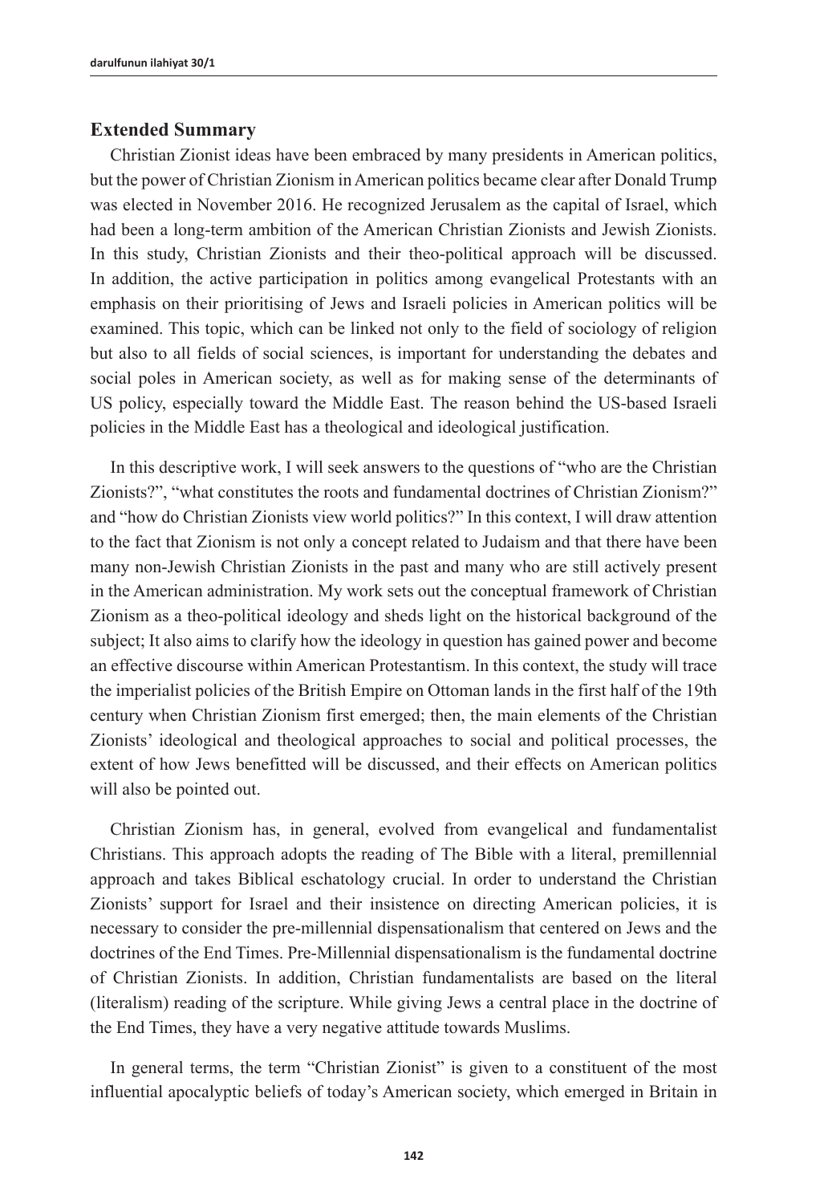## Extended Summary

Christian Zionist ideas have been embraced by many presidents in American politics, but the power of Christian Zionism in American politics became clear after Donald Trump was elected in November 2016. He recognized Jerusalem as the capital of Israel, which had been a long-term ambition of the American Christian Zionists and Jewish Zionists. In this study, Christian Zionists and their theo-political approach will be discussed. In addition, the active participation in politics among evangelical Protestants with an emphasis on their prioritising of Jews and Israeli policies in American politics will be examined. This topic, which can be linked not only to the field of sociology of religion but also to all fields of social sciences, is important for understanding the debates and social poles in American society, as well as for making sense of the determinants of US policy, especially toward the Middle East. The reason behind the US-based Israeli policies in the Middle East has a theological and ideological justification.

In this descriptive work, I will seek answers to the questions of "who are the Christian Zionists?", "what constitutes the roots and fundamental doctrines of Christian Zionism?" and "how do Christian Zionists view world politics?" In this context, I will draw attention to the fact that Zionism is not only a concept related to Judaism and that there have been many non-Jewish Christian Zionists in the past and many who are still actively present in the American administration. My work sets out the conceptual framework of Christian Zionism as a theo-political ideology and sheds light on the historical background of the subject; It also aims to clarify how the ideology in question has gained power and become an effective discourse within American Protestantism. In this context, the study will trace the imperialist policies of the British Empire on Ottoman lands in the first half of the 19th century when Christian Zionism first emerged; then, the main elements of the Christian Zionists' ideological and theological approaches to social and political processes, the extent of how Jews benefitted will be discussed, and their effects on American politics will also be pointed out.

Christian Zionism has, in general, evolved from evangelical and fundamentalist Christians. This approach adopts the reading of The Bible with a literal, premillennial approach and takes Biblical eschatology crucial. In order to understand the Christian Zionists' support for Israel and their insistence on directing American policies, it is necessary to consider the pre-millennial dispensationalism that centered on Jews and the doctrines of the End Times. Pre-Millennial dispensationalism is the fundamental doctrine of Christian Zionists. In addition, Christian fundamentalists are based on the literal (literalism) reading of the scripture. While giving Jews a central place in the doctrine of the End Times, they have a very negative attitude towards Muslims.

In general terms, the term "Christian Zionist" is given to a constituent of the most influential apocalyptic beliefs of today's American society, which emerged in Britain in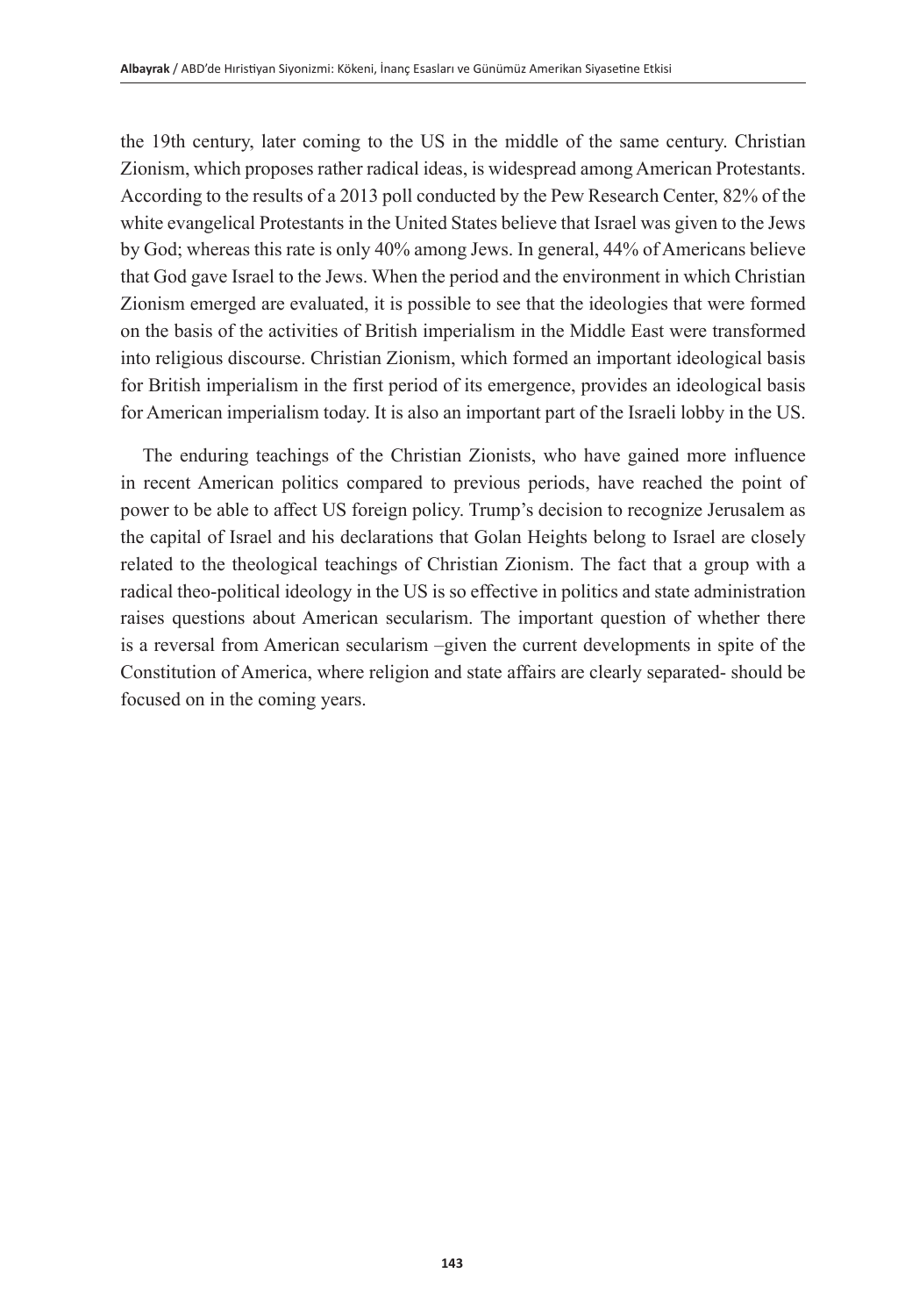the 19th century, later coming to the US in the middle of the same century. Christian Zionism, which proposes rather radical ideas, is widespread among American Protestants. According to the results of a 2013 poll conducted by the Pew Research Center, 82% of the white evangelical Protestants in the United States believe that Israel was given to the Jews by God; whereas this rate is only 40% among Jews. In general, 44% of Americans believe that God gave Israel to the Jews. When the period and the environment in which Christian Zionism emerged are evaluated, it is possible to see that the ideologies that were formed on the basis of the activities of British imperialism in the Middle East were transformed into religious discourse. Christian Zionism, which formed an important ideological basis for British imperialism in the first period of its emergence, provides an ideological basis for American imperialism today. It is also an important part of the Israeli lobby in the US.

The enduring teachings of the Christian Zionists, who have gained more influence in recent American politics compared to previous periods, have reached the point of power to be able to affect US foreign policy. Trump's decision to recognize Jerusalem as the capital of Israel and his declarations that Golan Heights belong to Israel are closely related to the theological teachings of Christian Zionism. The fact that a group with a radical theo-political ideology in the US is so effective in politics and state administration raises questions about American secularism. The important question of whether there is a reversal from American secularism –given the current developments in spite of the Constitution of America, where religion and state affairs are clearly separated- should be focused on in the coming years.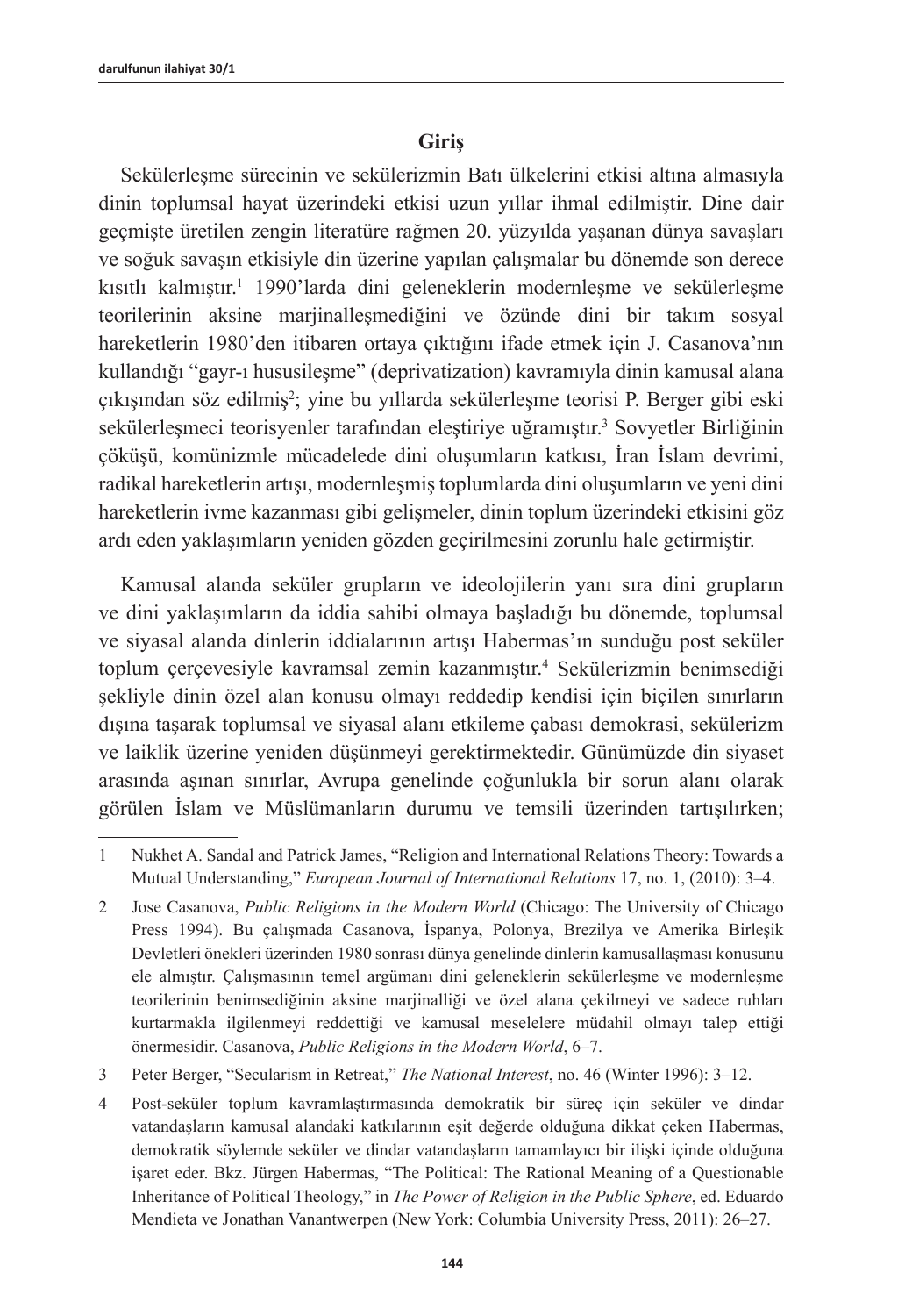## Giriş

Sekülerleşme sürecinin ve sekülerizmin Batı ülkelerini etkisi altına almasıyla dinin toplumsal hayat üzerindeki etkisi uzun yıllar ihmal edilmiştir. Dine dair geçmişte üretilen zengin literatüre rağmen 20. yüzyılda yaşanan dünya savaşları ve soğuk savaşın etkisiyle din üzerine yapılan çalışmalar bu dönemde son derece kısıtlı kalmıştır.[1] 1990'larda dini geleneklerin modernleşme ve sekülerleşme teorilerinin aksine marjinalleşmediğini ve özünde dini bir takım sosyal hareketlerin 1980'den itibaren ortaya çıktığını ifade etmek için J. Casanova'nın kullandığı "gayr-ı hususileşme" (deprivatization) kavramıyla dinin kamusal alana çıkışından söz edilmiş[2]; yine bu yıllarda sekülerleşme teorisi P. Berger gibi eski sekülerleşmeci teorisyenler tarafından eleştiriye uğramıştır.[3] Sovyetler Birliğinin çöküşü, komünizmle mücadelede dini oluşumların katkısı, İran İslam devrimi, radikal hareketlerin artışı, modernleşmiş toplumlarda dini oluşumların ve yeni dini hareketlerin ivme kazanması gibi gelişmeler, dinin toplum üzerindeki etkisini göz ardı eden yaklaşımların yeniden gözden geçirilmesini zorunlu hale getirmiştir.

Kamusal alanda seküler grupların ve ideolojilerin yanı sıra dini grupların ve dini yaklaşımların da iddia sahibi olmaya başladığı bu dönemde, toplumsal ve siyasal alanda dinlerin iddialarının artışı Habermas'ın sunduğu post seküler toplum çerçevesiyle kavramsal zemin kazanmıştır.[4] Sekülerizmin benimsediği şekliyle dinin özel alan konusu olmayı reddedip kendisi için biçilen sınırların dışına taşarak toplumsal ve siyasal alanı etkileme çabası demokrasi, sekülerizm ve laiklik üzerine yeniden düşünmeyi gerektirmektedir. Günümüzde din siyaset arasında aşınan sınırlar, Avrupa genelinde çoğunlukla bir sorun alanı olarak görülen İslam ve Müslümanların durumu ve temsili üzerinden tartışılırken;

---

1 Nukhet A. Sandal and Patrick James, "Religion and International Relations Theory: Towards a Mutual Understanding," *European Journal of International Relations* 17, no. 1, (2010): 3–4.

2 Jose Casanova, *Public Religions in the Modern World* (Chicago: The University of Chicago Press 1994). Bu çalışmada Casanova, İspanya, Polonya, Brezilya ve Amerika Birleşik Devletleri önekleri üzerinden 1980 sonrası dünya genelinde dinlerin kamusallaşması konusunu ele almıştır. Çalışmasının temel argümanı dini geleneklerin sekülerleşme ve modernleşme teorilerinin benimsediğinin aksine marjinalliği ve özel alana çekilmeyi ve sadece ruhları kurtarmakla ilgilenmeyi reddettiği ve kamusal meselelere müdahil olmayı talep ettiği önermesidir. Casanova, *Public Religions in the Modern World*, 6–7.

3 Peter Berger, "Secularism in Retreat," *The National Interest*, no. 46 (Winter 1996): 3–12.

4 Post-seküler toplum kavramlaştırmasında demokratik bir süreç için seküler ve dindar vatandaşların kamusal alandaki katkılarının eşit değerde olduğuna dikkat çeken Habermas, demokratik söylemde seküler ve dindar vatandaşların tamamlayıcı bir ilişki içinde olduğuna işaret eder. Bkz. Jürgen Habermas, "The Political: The Rational Meaning of a Questionable Inheritance of Political Theology," in *The Power of Religion in the Public Sphere*, ed. Eduardo Mendieta ve Jonathan Vanantwerpen (New York: Columbia University Press, 2011): 26–27.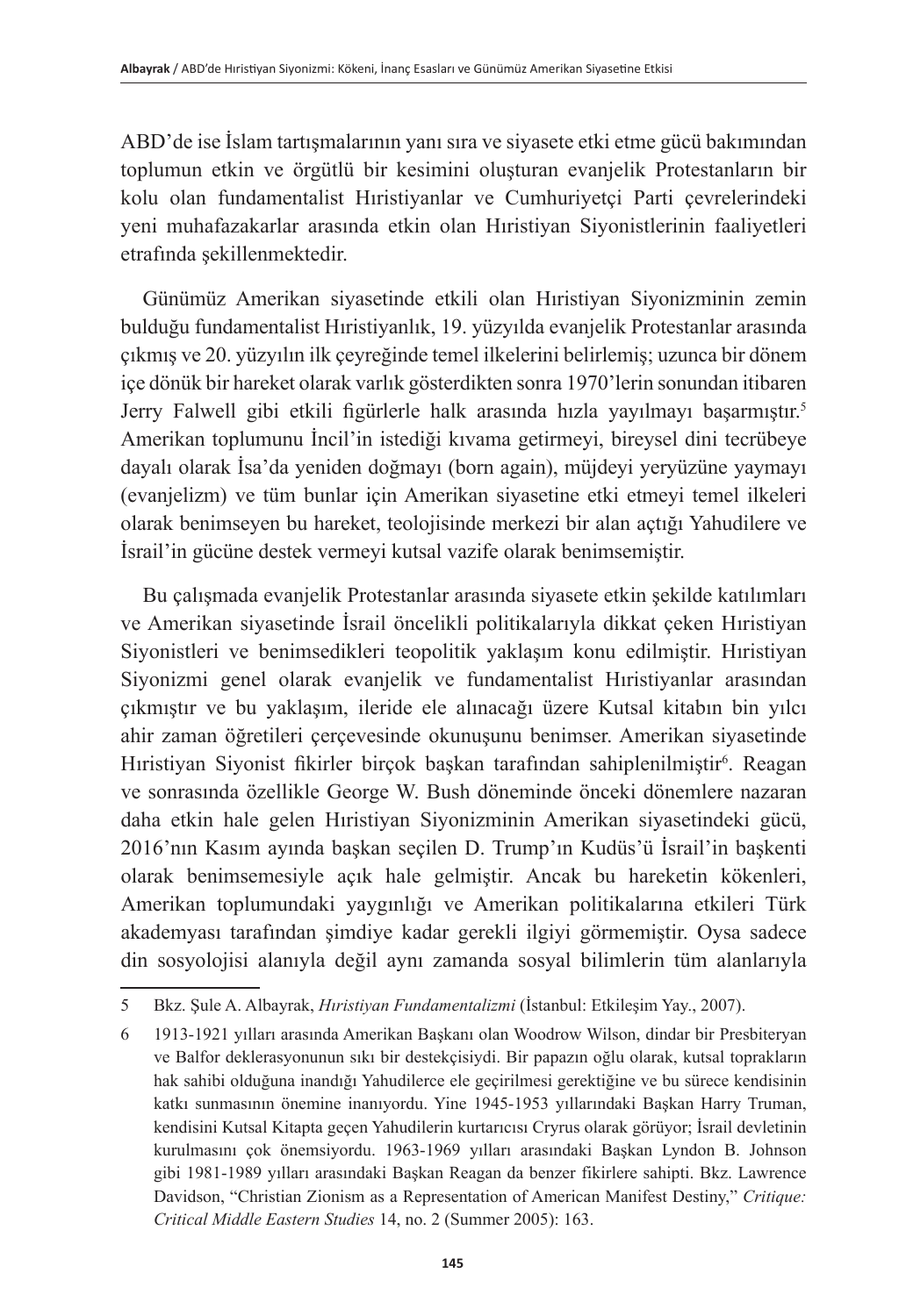ABD’de ise İslam tartışmalarının yanı sıra ve siyasete etki etme gücü bakımından toplumun etkin ve örgütlü bir kesimini oluşturan evanjelik Protestanların bir kolu olan fundamentalist Hıristiyanlar ve Cumhuriyetçi Parti çevrelerindeki yeni muhafazakarlar arasında etkin olan Hıristiyan Siyonistlerinin faaliyetleri etrafında şekillenmektedir.

Günümüz Amerikan siyasetinde etkili olan Hıristiyan Siyonizminin zemin bulduğu fundamentalist Hıristiyanlık, 19. yüzyılda evanjelik Protestanlar arasında çıkmış ve 20. yüzyılın ilk çeyreğinde temel ilkelerini belirlemiş; uzunca bir dönem içe dönük bir hareket olarak varlık gösterdikten sonra 1970’lerin sonundan itibaren Jerry Falwell gibi etkili figürlerle halk arasında hızla yayılmayı başarmıştır.[5] Amerikan toplumunu İncil’in istediği kıvama getirmeyi, bireysel dini tecrübeye dayalı olarak İsa’da yeniden doğmayı (born again), müjdeyi yeryüzüne yaymayı (evanjelizm) ve tüm bunlar için Amerikan siyasetine etki etmeyi temel ilkeleri olarak benimseyen bu hareket, teolojisinde merkezi bir alan açtığı Yahudilere ve İsrail’in gücüne destek vermeyi kutsal vazife olarak benimsemiştir.

Bu çalışmada evanjelik Protestanlar arasında siyasete etkin şekilde katılımları ve Amerikan siyasetinde İsrail öncelikli politikalarıyla dikkat çeken Hıristiyan Siyonistleri ve benimsedikleri teopolitik yaklaşım konu edilmiştir. Hıristiyan Siyonizmi genel olarak evanjelik ve fundamentalist Hıristiyanlar arasından çıkmıştır ve bu yaklaşım, ileride ele alınacağı üzere Kutsal kitabın bin yılcı ahir zaman öğretileri çerçevesinde okunuşunu benimser. Amerikan siyasetinde Hıristiyan Siyonist fikirler birçok başkan tarafından sahiplenilmiştir[6]. Reagan ve sonrasında özellikle George W. Bush döneminde önceki dönemlere nazaran daha etkin hale gelen Hıristiyan Siyonizminin Amerikan siyasetindeki gücü, 2016’nın Kasım ayında başkan seçilen D. Trump’ın Kudüs’ü İsrail’in başkenti olarak benimsemesiyle açık hale gelmiştir. Ancak bu hareketin kökenleri, Amerikan toplumundaki yaygınlığı ve Amerikan politikalarına etkileri Türk akademyası tarafından şimdiye kadar gerekli ilgiyi görmemiştir. Oysa sadece din sosyolojisi alanıyla değil aynı zamanda sosyal bilimlerin tüm alanlarıyla

---

5 Bkz. Şule A. Albayrak, *Hıristiyan Fundamentalizmi* (İstanbul: Etkileşim Yay., 2007).

6 1913-1921 yılları arasında Amerikan Başkanı olan Woodrow Wilson, dindar bir Presbiteryan ve Balfor deklerasyonunun sıkı bir destekçisiydi. Bir papazın oğlu olarak, kutsal toprakların hak sahibi olduğuna inandığı Yahudilerce ele geçirilmesi gerektiğine ve bu sürece kendisinin katkı sunmasının önemine inanıyordu. Yine 1945-1953 yıllarındaki Başkan Harry Truman, kendisini Kutsal Kitapta geçen Yahudilerin kurtarıcısı Cryrus olarak görüyor; İsrail devletinin kurulmasını çok önemsiyordu. 1963-1969 yılları arasındaki Başkan Lyndon B. Johnson gibi 1981-1989 yılları arasındaki Başkan Reagan da benzer fikirlere sahipti. Bkz. Lawrence Davidson, “Christian Zionism as a Representation of American Manifest Destiny,” *Critique: Critical Middle Eastern Studies* 14, no. 2 (Summer 2005): 163.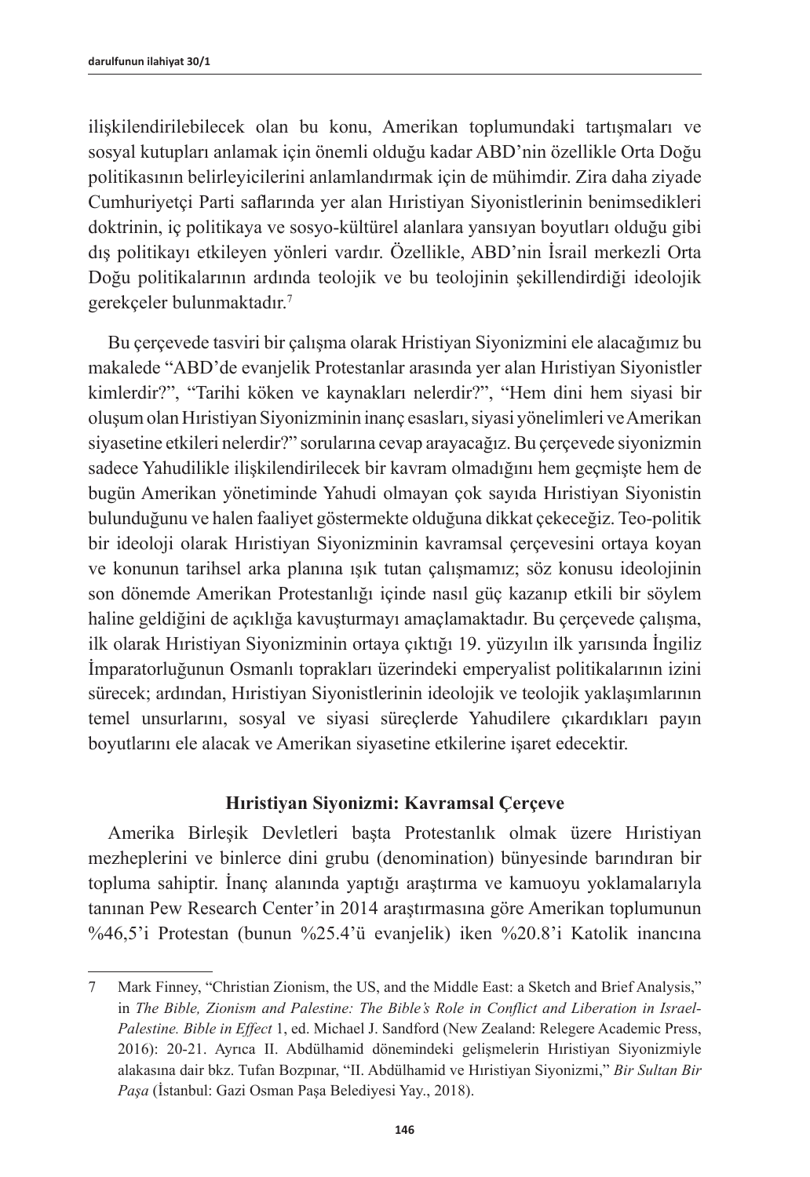ilişkilendirilebilecek olan bu konu, Amerikan toplumundaki tartışmaları ve sosyal kutupları anlamak için önemli olduğu kadar ABD'nin özellikle Orta Doğu politikasının belirleyicilerini anlamlandırmak için de mühimdir. Zira daha ziyade Cumhuriyetçi Parti saflarında yer alan Hıristiyan Siyonistlerinin benimsedikleri doktrinin, iç politikaya ve sosyo-kültürel alanlara yansıyan boyutları olduğu gibi dış politikayı etkileyen yönleri vardır. Özellikle, ABD'nin İsrail merkezli Orta Doğu politikalarının ardında teolojik ve bu teolojinin şekillendirdiği ideolojik gerekçeler bulunmaktadır.[7]

Bu çerçevede tasviri bir çalışma olarak Hristiyan Siyonizmini ele alacağımız bu makalede "ABD'de evanjelik Protestanlar arasında yer alan Hıristiyan Siyonistler kimlerdir?", "Tarihi köken ve kaynakları nelerdir?", "Hem dini hem siyasi bir oluşum olan Hıristiyan Siyonizminin inanç esasları, siyasi yönelimleri ve Amerikan siyasetine etkileri nelerdir?" sorularına cevap arayacağız. Bu çerçevede siyonizmin sadece Yahudilikle ilişkilendirilecek bir kavram olmadığını hem geçmişte hem de bugün Amerikan yönetiminde Yahudi olmayan çok sayıda Hıristiyan Siyonistin bulunduğunu ve halen faaliyet göstermekte olduğuna dikkat çekeceğiz. Teo-politik bir ideoloji olarak Hıristiyan Siyonizminin kavramsal çerçevesini ortaya koyan ve konunun tarihsel arka planına ışık tutan çalışmamız; söz konusu ideolojinin son dönemde Amerikan Protestanlığı içinde nasıl güç kazanıp etkili bir söylem haline geldiğini de açıklığa kavuşturmayı amaçlamaktadır. Bu çerçevede çalışma, ilk olarak Hıristiyan Siyonizminin ortaya çıktığı 19. yüzyılın ilk yarısında İngiliz İmparatorluğunun Osmanlı toprakları üzerindeki emperyalist politikalarının izini sürecek; ardından, Hıristiyan Siyonistlerinin ideolojik ve teolojik yaklaşımlarının temel unsurlarını, sosyal ve siyasi süreçlerde Yahudilere çıkardıkları payın boyutlarını ele alacak ve Amerikan siyasetine etkilerine işaret edecektir.

## Hıristiyan Siyonizmi: Kavramsal Çerçeve

Amerika Birleşik Devletleri başta Protestanlık olmak üzere Hıristiyan mezheplerini ve binlerce dini grubu (denomination) bünyesinde barındıran bir topluma sahiptir. İnanç alanında yaptığı araştırma ve kamuoyu yoklamalarıyla tanınan Pew Research Center'in 2014 araştırmasına göre Amerikan toplumunun %46,5'i Protestan (bunun %25.4'ü evanjelik) iken %20.8'i Katolik inancına

---

7 Mark Finney, "Christian Zionism, the US, and the Middle East: a Sketch and Brief Analysis," in *The Bible, Zionism and Palestine: The Bible's Role in Conflict and Liberation in Israel-Palestine. Bible in Effect* 1, ed. Michael J. Sandford (New Zealand: Relegere Academic Press, 2016): 20-21. Ayrıca II. Abdülhamid dönemindeki gelişmelerin Hıristiyan Siyonizmiyle alakasına dair bkz. Tufan Bozpınar, "II. Abdülhamid ve Hıristiyan Siyonizmi," *Bir Sultan Bir Paşa* (İstanbul: Gazi Osman Paşa Belediyesi Yay., 2018).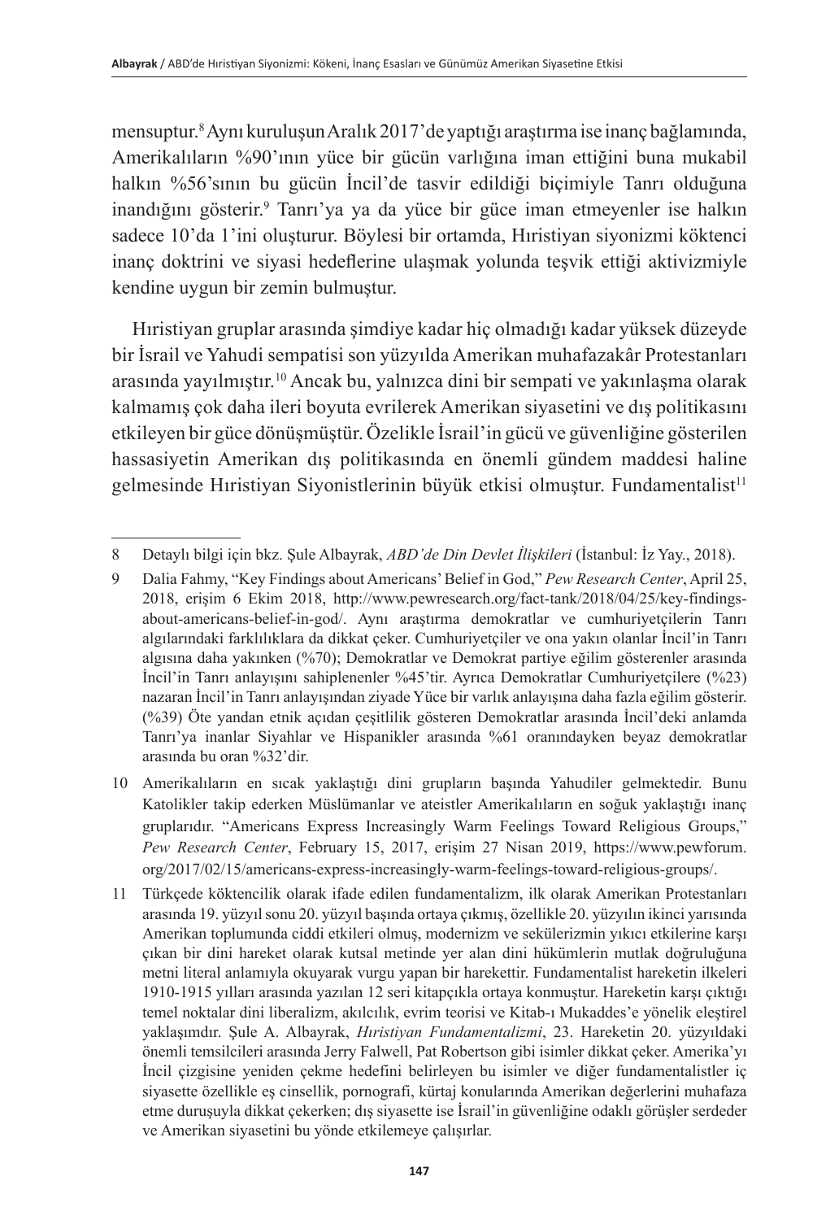mensuptur.[8] Aynı kuruluşun Aralık 2017'de yaptığı araştırma ise inanç bağlamında, Amerikalıların %90'ının yüce bir gücün varlığına iman ettiğini buna mukabil halkın %56'sının bu gücün İncil'de tasvir edildiği biçimiyle Tanrı olduğuna inandığını gösterir.[9] Tanrı'ya ya da yüce bir güce iman etmeyenler ise halkın sadece 10'da 1'ini oluşturur. Böylesi bir ortamda, Hıristiyan siyonizmi köktenci inanç doktrini ve siyasi hedeflerine ulaşmak yolunda teşvik ettiği aktivizmiyle kendine uygun bir zemin bulmuştur.

Hıristiyan gruplar arasında şimdiye kadar hiç olmadığı kadar yüksek düzeyde bir İsrail ve Yahudi sempatisi son yüzyılda Amerikan muhafazakâr Protestanları arasında yayılmıştır.[10] Ancak bu, yalnızca dini bir sempati ve yakınlaşma olarak kalmamış çok daha ileri boyuta evrilerek Amerikan siyasetini ve dış politikasını etkileyen bir güce dönüşmüştür. Özelikle İsrail'in gücü ve güvenliğine gösterilen hassasiyetin Amerikan dış politikasında en önemli gündem maddesi haline gelmesinde Hıristiyan Siyonistlerinin büyük etkisi olmuştur. Fundamentalist[11]

---

8 Detaylı bilgi için bkz. Şule Albayrak, *ABD'de Din Devlet İlişkileri* (İstanbul: İz Yay., 2018).

9 Dalia Fahmy, "Key Findings about Americans' Belief in God," *Pew Research Center*, April 25, 2018, erişim 6 Ekim 2018, http://www.pewresearch.org/fact-tank/2018/04/25/key-findings-about-americans-belief-in-god/. Aynı araştırma demokratlar ve cumhuriyetçilerin Tanrı algılarındaki farklılıklara da dikkat çeker. Cumhuriyetçiler ve ona yakın olanlar İncil'in Tanrı algısına daha yakınken (%70); Demokratlar ve Demokrat partiye eğilim gösterenler arasında İncil'in Tanrı anlayışını sahiplenenler %45'tir. Ayrıca Demokratlar Cumhuriyetçilere (%23) nazaran İncil'in Tanrı anlayışından ziyade Yüce bir varlık anlayışına daha fazla eğilim gösterir. (%39) Öte yandan etnik açıdan çeşitlilik gösteren Demokratlar arasında İncil'deki anlamda Tanrı'ya inanlar Siyahlar ve Hispanikler arasında %61 oranındayken beyaz demokratlar arasında bu oran %32'dir.

10 Amerikalıların en sıcak yaklaştığı dini grupların başında Yahudiler gelmektedir. Bunu Katolikler takip ederken Müslümanlar ve ateistler Amerikalıların en soğuk yaklaştığı inanç gruplarıdır. "Americans Express Increasingly Warm Feelings Toward Religious Groups," *Pew Research Center*, February 15, 2017, erişim 27 Nisan 2019, https://www.pewforum.org/2017/02/15/americans-express-increasingly-warm-feelings-toward-religious-groups/.

11 Türkçede köktencilik olarak ifade edilen fundamentalizm, ilk olarak Amerikan Protestanları arasında 19. yüzyıl sonu 20. yüzyıl başında ortaya çıkmış, özellikle 20. yüzyılın ikinci yarısında Amerikan toplumunda ciddi etkileri olmuş, modernizm ve sekülerizmin yıkıcı etkilerine karşı çıkan bir dini hareket olarak kutsal metinde yer alan dini hükümlerin mutlak doğruluğuna metni literal anlamıyla okuyarak vurgu yapan bir harekettir. Fundamentalist hareketin ilkeleri 1910-1915 yılları arasında yazılan 12 seri kitapçıkla ortaya konmuştur. Hareketin karşı çıktığı temel noktalar dini liberalizm, akılcılık, evrim teorisi ve Kitab-ı Mukaddes'e yönelik eleştirel yaklaşımdır. Şule A. Albayrak, *Hıristiyan Fundamentalizmi*, 23. Hareketin 20. yüzyıldaki önemli temsilcileri arasında Jerry Falwell, Pat Robertson gibi isimler dikkat çeker. Amerika'yı İncil çizgisine yeniden çekme hedefini belirleyen bu isimler ve diğer fundamentalistler iç siyasette özellikle eş cinsellik, pornografi, kürtaj konularında Amerikan değerlerini muhafaza etme duruşuyla dikkat çekerken; dış siyasette ise İsrail'in güvenliğine odaklı görüşler serdeder ve Amerikan siyasetini bu yönde etkilemeye çalışırlar.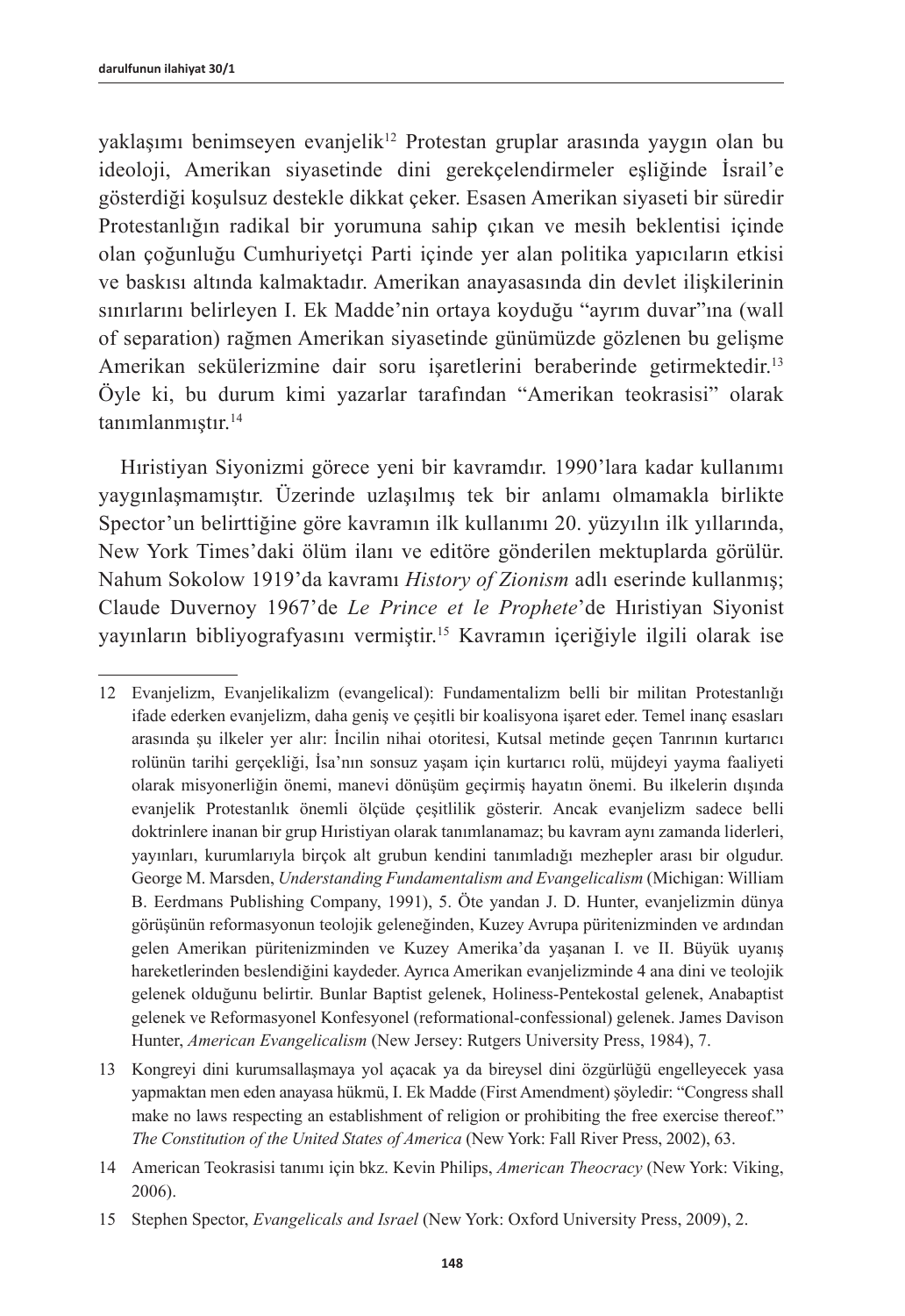yaklaşımı benimseyen evanjelik[12] Protestan gruplar arasında yaygın olan bu ideoloji, Amerikan siyasetinde dini gerekçelendirmeler eşliğinde İsrail'e gösterdiği koşulsuz destekle dikkat çeker. Esasen Amerikan siyaseti bir süredir Protestanlığın radikal bir yorumuna sahip çıkan ve mesih beklentisi içinde olan çoğunluğu Cumhuriyetçi Parti içinde yer alan politika yapıcıların etkisi ve baskısı altında kalmaktadır. Amerikan anayasasında din devlet ilişkilerinin sınırlarını belirleyen I. Ek Madde'nin ortaya koyduğu "ayrım duvar"ına (wall of separation) rağmen Amerikan siyasetinde günümüzde gözlenen bu gelişme Amerikan sekülerizmine dair soru işaretlerini beraberinde getirmektedir.[13] Öyle ki, bu durum kimi yazarlar tarafından "Amerikan teokrasisi" olarak tanımlanmıştır.[14]

Hıristiyan Siyonizmi görece yeni bir kavramdır. 1990'lara kadar kullanımı yaygınlaşmamıştır. Üzerinde uzlaşılmış tek bir anlamı olmamakla birlikte Spector'un belirttiğine göre kavramın ilk kullanımı 20. yüzyılın ilk yıllarında, New York Times'daki ölüm ilanı ve editöre gönderilen mektuplarda görülür. Nahum Sokolow 1919'da kavramı *History of Zionism* adlı eserinde kullanmış; Claude Duvernoy 1967'de *Le Prince et le Prophete*'de Hıristiyan Siyonist yayınların bibliyografyasını vermiştir.[15] Kavramın içeriğiyle ilgili olarak ise

---

12 Evanjelizm, Evanjelikalizm (evangelical): Fundamentalizm belli bir militan Protestanlığı ifade ederken evanjelizm, daha geniş ve çeşitli bir koalisyona işaret eder. Temel inanç esasları arasında şu ilkeler yer alır: İncilin nihai otoritesi, Kutsal metinde geçen Tanrının kurtarıcı rolünün tarihi gerçekliği, İsa'nın sonsuz yaşam için kurtarıcı rolü, müjdeyi yayma faaliyeti olarak misyonerliğin önemi, manevi dönüşüm geçirmiş hayatın önemi. Bu ilkelerin dışında evanjelik Protestanlık önemli ölçüde çeşitlilik gösterir. Ancak evanjelizm sadece belli doktrinlere inanan bir grup Hıristiyan olarak tanımlanamaz; bu kavram aynı zamanda liderleri, yayınları, kurumlarıyla birçok alt grubun kendini tanımladığı mezhepler arası bir olgudur. George M. Marsden, *Understanding Fundamentalism and Evangelicalism* (Michigan: William B. Eerdmans Publishing Company, 1991), 5. Öte yandan J. D. Hunter, evanjelizmin dünya görüşünün reformasyonun teolojik geleneğinden, Kuzey Avrupa püritenizminden ve ardından gelen Amerikan püritenizminden ve Kuzey Amerika'da yaşanan I. ve II. Büyük uyanış hareketlerinden beslendiğini kaydeder. Ayrıca Amerikan evanjelizminde 4 ana dini ve teolojik gelenek olduğunu belirtir. Bunlar Baptist gelenek, Holiness-Pentekostal gelenek, Anabaptist gelenek ve Reformasyonel Konfesyonel (reformational-confessional) gelenek. James Davison Hunter, *American Evangelicalism* (New Jersey: Rutgers University Press, 1984), 7.

13 Kongreyi dini kurumsallaşmaya yol açacak ya da bireysel dini özgürlüğü engelleyecek yasa yapmaktan men eden anayasa hükmü, I. Ek Madde (First Amendment) şöyledir: "Congress shall make no laws respecting an establishment of religion or prohibiting the free exercise thereof." *The Constitution of the United States of America* (New York: Fall River Press, 2002), 63.

14 American Teokrasisi tanımı için bkz. Kevin Philips, *American Theocracy* (New York: Viking, 2006).

15 Stephen Spector, *Evangelicals and Israel* (New York: Oxford University Press, 2009), 2.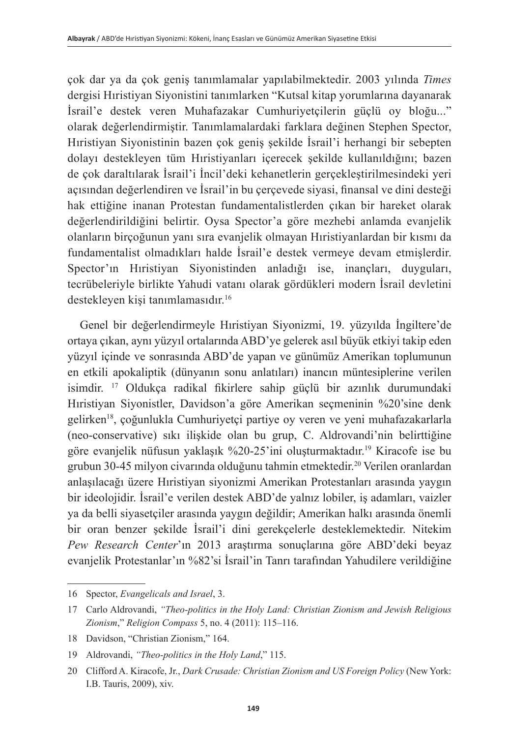çok dar ya da çok geniş tanımlamalar yapılabilmektedir. 2003 yılında *Times* dergisi Hıristiyan Siyonistini tanımlarken "Kutsal kitap yorumlarına dayanarak İsrail'e destek veren Muhafazakar Cumhuriyetçilerin güçlü oy bloğu..." olarak değerlendirmiştir. Tanımlamalardaki farklara değinen Stephen Spector, Hıristiyan Siyonistinin bazen çok geniş şekilde İsrail'i herhangi bir sebepten dolayı destekleyen tüm Hıristiyanları içerecek şekilde kullanıldığını; bazen de çok daraltılarak İsrail'i İncil'deki kehanetlerin gerçekleştirilmesindeki yeri açısından değerlendiren ve İsrail'in bu çerçevede siyasi, finansal ve dini desteği hak ettiğine inanan Protestan fundamentalistlerden çıkan bir hareket olarak değerlendirildiğini belirtir. Oysa Spector'a göre mezhebi anlamda evanjelik olanların birçoğunun yanı sıra evanjelik olmayan Hıristiyanlardan bir kısmı da fundamentalist olmadıkları halde İsrail'e destek vermeye devam etmişlerdir. Spector'ın Hıristiyan Siyonistinden anladığı ise, inançları, duyguları, tecrübeleriyle birlikte Yahudi vatanı olarak gördükleri modern İsrail devletini destekleyen kişi tanımlamasıdır.[16]

Genel bir değerlendirmeyle Hıristiyan Siyonizmi, 19. yüzyılda İngiltere'de ortaya çıkan, aynı yüzyıl ortalarında ABD'ye gelerek asıl büyük etkiyi takip eden yüzyıl içinde ve sonrasında ABD'de yapan ve günümüz Amerikan toplumunun en etkili apokaliptik (dünyanın sonu anlatıları) inancın müntesiplerine verilen isimdir. [17] Oldukça radikal fikirlere sahip güçlü bir azınlık durumundaki Hıristiyan Siyonistler, Davidson'a göre Amerikan seçmeninin %20'sine denk gelirken[18], çoğunlukla Cumhuriyetçi partiye oy veren ve yeni muhafazakarlarla (neo-conservative) sıkı ilişkide olan bu grup, C. Aldrovandi'nin belirttiğine göre evanjelik nüfusun yaklaşık %20-25'ini oluşturmaktadır.[19] Kiracofe ise bu grubun 30-45 milyon civarında olduğunu tahmin etmektedir.[20] Verilen oranlardan anlaşılacağı üzere Hıristiyan siyonizmi Amerikan Protestanları arasında yaygın bir ideolojidir. İsrail'e verilen destek ABD'de yalnız lobiler, iş adamları, vaizler ya da belli siyasetçiler arasında yaygın değildir; Amerikan halkı arasında önemli bir oran benzer şekilde İsrail'i dini gerekçelerle desteklemektedir. Nitekim *Pew Research Center*'ın 2013 araştırma sonuçlarına göre ABD'deki beyaz evanjelik Protestanlar'ın %82'si İsrail'in Tanrı tarafından Yahudilere verildiğine

---

16 Spector, *Evangelicals and Israel*, 3.

17 Carlo Aldrovandi, *"Theo-politics in the Holy Land: Christian Zionism and Jewish Religious Zionism*," *Religion Compass* 5, no. 4 (2011): 115–116.

18 Davidson, "Christian Zionism," 164.

19 Aldrovandi, *"Theo-politics in the Holy Land*," 115.

20 Clifford A. Kiracofe, Jr., *Dark Crusade: Christian Zionism and US Foreign Policy* (New York: I.B. Tauris, 2009), xiv.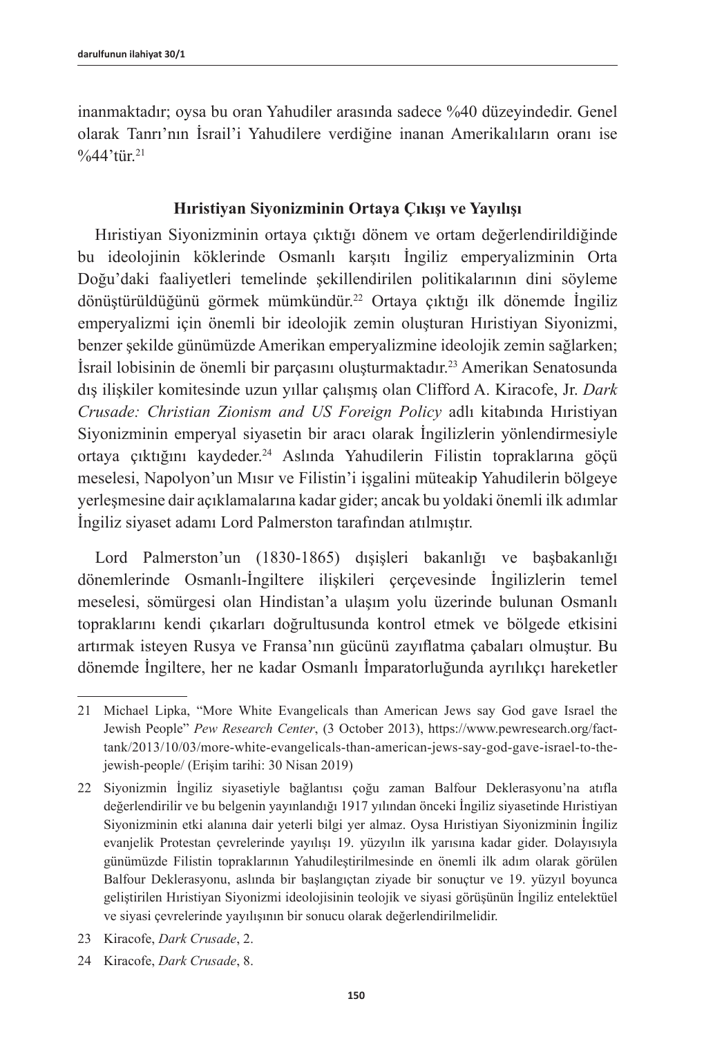inanmaktadır; oysa bu oran Yahudiler arasında sadece %40 düzeyindedir. Genel olarak Tanrı'nın İsrail'i Yahudilere verdiğine inanan Amerikalıların oranı ise %44'tür.[21]

### Hıristiyan Siyonizminin Ortaya Çıkışı ve Yayılışı

Hıristiyan Siyonizminin ortaya çıktığı dönem ve ortam değerlendirildiğinde bu ideolojinin köklerinde Osmanlı karşıtı İngiliz emperyalizminin Orta Doğu'daki faaliyetleri temelinde şekillendirilen politikalarının dini söyleme dönüştürüldüğünü görmek mümkündür.[22] Ortaya çıktığı ilk dönemde İngiliz emperyalizmi için önemli bir ideolojik zemin oluşturan Hıristiyan Siyonizmi, benzer şekilde günümüzde Amerikan emperyalizmine ideolojik zemin sağlarken; İsrail lobisinin de önemli bir parçasını oluşturmaktadır.[23] Amerikan Senatosunda dış ilişkiler komitesinde uzun yıllar çalışmış olan Clifford A. Kiracofe, Jr. *Dark Crusade: Christian Zionism and US Foreign Policy* adlı kitabında Hıristiyan Siyonizminin emperyal siyasetin bir aracı olarak İngilizlerin yönlendirmesiyle ortaya çıktığını kaydeder.[24] Aslında Yahudilerin Filistin topraklarına göçü meselesi, Napolyon'un Mısır ve Filistin'i işgalini müteakip Yahudilerin bölgeye yerleşmesine dair açıklamalarına kadar gider; ancak bu yoldaki önemli ilk adımlar İngiliz siyaset adamı Lord Palmerston tarafından atılmıştır.

Lord Palmerston'un (1830-1865) dışişleri bakanlığı ve başbakanlığı dönemlerinde Osmanlı-İngiltere ilişkileri çerçevesinde İngilizlerin temel meselesi, sömürgesi olan Hindistan'a ulaşım yolu üzerinde bulunan Osmanlı topraklarını kendi çıkarları doğrultusunda kontrol etmek ve bölgede etkisini artırmak isteyen Rusya ve Fransa'nın gücünü zayıflatma çabaları olmuştur. Bu dönemde İngiltere, her ne kadar Osmanlı İmparatorluğunda ayrılıkçı hareketler

---

21 Michael Lipka, "More White Evangelicals than American Jews say God gave Israel the Jewish People" *Pew Research Center*, (3 October 2013), https://www.pewresearch.org/fact-tank/2013/10/03/more-white-evangelicals-than-american-jews-say-god-gave-israel-to-the-jewish-people/ (Erişim tarihi: 30 Nisan 2019)

22 Siyonizmin İngiliz siyasetiyle bağlantısı çoğu zaman Balfour Deklerasyonu'na atıfla değerlendirilir ve bu belgenin yayınlandığı 1917 yılından önceki İngiliz siyasetinde Hıristiyan Siyonizminin etki alanına dair yeterli bilgi yer almaz. Oysa Hıristiyan Siyonizminin İngiliz evanjelik Protestan çevrelerinde yayılışı 19. yüzyılın ilk yarısına kadar gider. Dolayısıyla günümüzde Filistin topraklarının Yahudileştirilmesinde en önemli ilk adım olarak görülen Balfour Deklerasyonu, aslında bir başlangıçtan ziyade bir sonuçtur ve 19. yüzyıl boyunca geliştirilen Hıristiyan Siyonizmi ideolojisinin teolojik ve siyasi görüşünün İngiliz entelektüel ve siyasi çevrelerinde yayılışının bir sonucu olarak değerlendirilmelidir.

23 Kiracofe, *Dark Crusade*, 2.

24 Kiracofe, *Dark Crusade*, 8.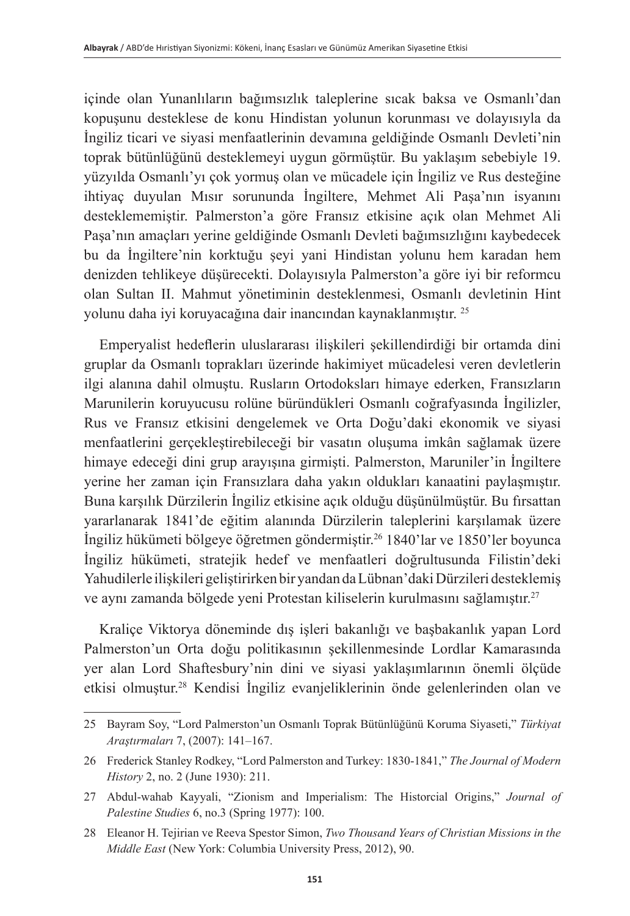içinde olan Yunanlıların bağımsızlık taleplerine sıcak baksa ve Osmanlı'dan kopuşunu desteklese de konu Hindistan yolunun korunması ve dolayısıyla da İngiliz ticari ve siyasi menfaatlerinin devamına geldiğinde Osmanlı Devleti'nin toprak bütünlüğünü desteklemeyi uygun görmüştür. Bu yaklaşım sebebiyle 19. yüzyılda Osmanlı'yı çok yormuş olan ve mücadele için İngiliz ve Rus desteğine ihtiyaç duyulan Mısır sorununda İngiltere, Mehmet Ali Paşa'nın isyanını desteklememiştir. Palmerston'a göre Fransız etkisine açık olan Mehmet Ali Paşa'nın amaçları yerine geldiğinde Osmanlı Devleti bağımsızlığını kaybedecek bu da İngiltere'nin korktuğu şeyi yani Hindistan yolunu hem karadan hem denizden tehlikeye düşürecekti. Dolayısıyla Palmerston'a göre iyi bir reformcu olan Sultan II. Mahmut yönetiminin desteklenmesi, Osmanlı devletinin Hint yolunu daha iyi koruyacağına dair inancından kaynaklanmıştır. [25]

Emperyalist hedeflerin uluslararası ilişkileri şekillendirdiği bir ortamda dini gruplar da Osmanlı toprakları üzerinde hakimiyet mücadelesi veren devletlerin ilgi alanına dahil olmuştu. Rusların Ortodoksları himaye ederken, Fransızların Marunilerin koruyucusu rolüne büründükleri Osmanlı coğrafyasında İngilizler, Rus ve Fransız etkisini dengelemek ve Orta Doğu'daki ekonomik ve siyasi menfaatlerini gerçekleştirebileceği bir vasatın oluşuma imkân sağlamak üzere himaye edeceği dini grup arayışına girmişti. Palmerston, Maruniler'in İngiltere yerine her zaman için Fransızlara daha yakın oldukları kanaatini paylaşmıştır. Buna karşılık Dürzilerin İngiliz etkisine açık olduğu düşünülmüştür. Bu fırsattan yararlanarak 1841'de eğitim alanında Dürzilerin taleplerini karşılamak üzere İngiliz hükümeti bölgeye öğretmen göndermiştir.[26] 1840'lar ve 1850'ler boyunca İngiliz hükümeti, stratejik hedef ve menfaatleri doğrultusunda Filistin'deki Yahudilerle ilişkileri geliştirirken bir yandan da Lübnan'daki Dürzileri desteklemiş ve aynı zamanda bölgede yeni Protestan kiliselerin kurulmasını sağlamıştır.[27]

Kraliçe Viktorya döneminde dış işleri bakanlığı ve başbakanlık yapan Lord Palmerston'un Orta doğu politikasının şekillenmesinde Lordlar Kamarasında yer alan Lord Shaftesbury'nin dini ve siyasi yaklaşımlarının önemli ölçüde etkisi olmuştur.[28] Kendisi İngiliz evanjeliklerinin önde gelenlerinden olan ve

---

25 Bayram Soy, "Lord Palmerston'un Osmanlı Toprak Bütünlüğünü Koruma Siyaseti," *Türkiyat Araştırmaları* 7, (2007): 141–167.

26 Frederick Stanley Rodkey, "Lord Palmerston and Turkey: 1830-1841," *The Journal of Modern History* 2, no. 2 (June 1930): 211.

27 Abdul-wahab Kayyali, "Zionism and Imperialism: The Historcial Origins," *Journal of Palestine Studies* 6, no.3 (Spring 1977): 100.

28 Eleanor H. Tejirian ve Reeva Spestor Simon, *Two Thousand Years of Christian Missions in the Middle East* (New York: Columbia University Press, 2012), 90.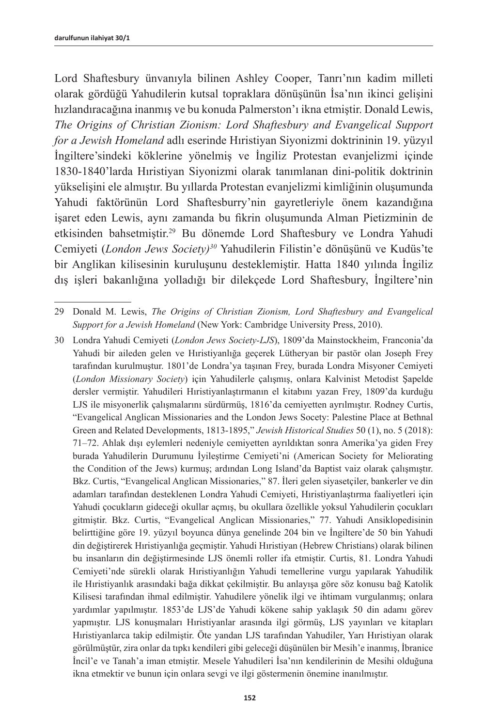Lord Shaftesbury ünvanıyla bilinen Ashley Cooper, Tanrı'nın kadim milleti olarak gördüğü Yahudilerin kutsal topraklara dönüşünün İsa'nın ikinci gelişini hızlandıracağına inanmış ve bu konuda Palmerston'ı ikna etmiştir. Donald Lewis, *The Origins of Christian Zionism: Lord Shaftesbury and Evangelical Support for a Jewish Homeland* adlı eserinde Hıristiyan Siyonizmi doktrininin 19. yüzyıl İngiltere'sindeki köklerine yönelmiş ve İngiliz Protestan evanjelizmi içinde 1830-1840'larda Hıristiyan Siyonizmi olarak tanımlanan dini-politik doktrinin yükselişini ele almıştır. Bu yıllarda Protestan evanjelizmi kimliğinin oluşumunda Yahudi faktörünün Lord Shaftesburry'nin gayretleriyle önem kazandığına işaret eden Lewis, aynı zamanda bu fikrin oluşumunda Alman Pietizminin de etkisinden bahsetmiştir.[29] Bu dönemde Lord Shaftesbury ve Londra Yahudi Cemiyeti (*London Jews Society)*[30] Yahudilerin Filistin'e dönüşünü ve Kudüs'te bir Anglikan kilisesinin kuruluşunu desteklemiştir. Hatta 1840 yılında İngiliz dış işleri bakanlığına yolladığı bir dilekçede Lord Shaftesbury, İngiltere'nin

---

29 Donald M. Lewis, *The Origins of Christian Zionism, Lord Shaftesbury and Evangelical Support for a Jewish Homeland* (New York: Cambridge University Press, 2010).

30 Londra Yahudi Cemiyeti (*London Jews Society-LJS*), 1809'da Mainstockheim, Franconia'da Yahudi bir aileden gelen ve Hıristiyanlığa geçerek Lütheryan bir pastör olan Joseph Frey tarafından kurulmuştur. 1801'de Londra'ya taşınan Frey, burada Londra Misyoner Cemiyeti (*London Missionary Society*) için Yahudilerle çalışmış, onlara Kalvinist Metodist Şapelde dersler vermiştir. Yahudileri Hıristiyanlaştırmanın el kitabını yazan Frey, 1809'da kurduğu LJS ile misyonerlik çalışmalarını sürdürmüş, 1816'da cemiyetten ayrılmıştır. Rodney Curtis, "Evangelical Anglican Missionaries and the London Jews Socety: Palestine Place at Bethnal Green and Related Developments, 1813-1895," *Jewish Historical Studies* 50 (1), no. 5 (2018): 71–72. Ahlak dışı eylemleri nedeniyle cemiyetten ayrıldıktan sonra Amerika'ya giden Frey burada Yahudilerin Durumunu İyileştirme Cemiyeti'ni (American Society for Meliorating the Condition of the Jews) kurmuş; ardından Long Island'da Baptist vaiz olarak çalışmıştır. Bkz. Curtis, "Evangelical Anglican Missionaries," 87. İleri gelen siyasetçiler, bankerler ve din adamları tarafından desteklenen Londra Yahudi Cemiyeti, Hıristiyanlaştırma faaliyetleri için Yahudi çocukların gideceği okullar açmış, bu okullara özellikle yoksul Yahudilerin çocukları gitmiştir. Bkz. Curtis, "Evangelical Anglican Missionaries," 77. Yahudi Ansiklopedisinin belirttiğine göre 19. yüzyıl boyunca dünya genelinde 204 bin ve İngiltere'de 50 bin Yahudi din değiştirerek Hıristiyanlığa geçmiştir. Yahudi Hıristiyan (Hebrew Christians) olarak bilinen bu insanların din değiştirmesinde LJS önemli roller ifa etmiştir. Curtis, 81. Londra Yahudi Cemiyeti'nde sürekli olarak Hıristiyanlığın Yahudi temellerine vurgu yapılarak Yahudilik ile Hıristiyanlık arasındaki bağa dikkat çekilmiştir. Bu anlayışa göre söz konusu bağ Katolik Kilisesi tarafından ihmal edilmiştir. Yahudilere yönelik ilgi ve ihtimam vurgulanmış; onlara yardımlar yapılmıştır. 1853'de LJS'de Yahudi kökene sahip yaklaşık 50 din adamı görev yapmıştır. LJS konuşmaları Hıristiyanlar arasında ilgi görmüş, LJS yayınları ve kitapları Hıristiyanlarca takip edilmiştir. Öte yandan LJS tarafından Yahudiler, Yarı Hıristiyan olarak görülmüştür, zira onlar da tıpkı kendileri gibi geleceği düşünülen bir Mesih'e inanmış, İbranice İncil'e ve Tanah'a iman etmiştir. Mesele Yahudileri İsa'nın kendilerinin de Mesihi olduğuna ikna etmektir ve bunun için onlara sevgi ve ilgi göstermenin önemine inanılmıştır.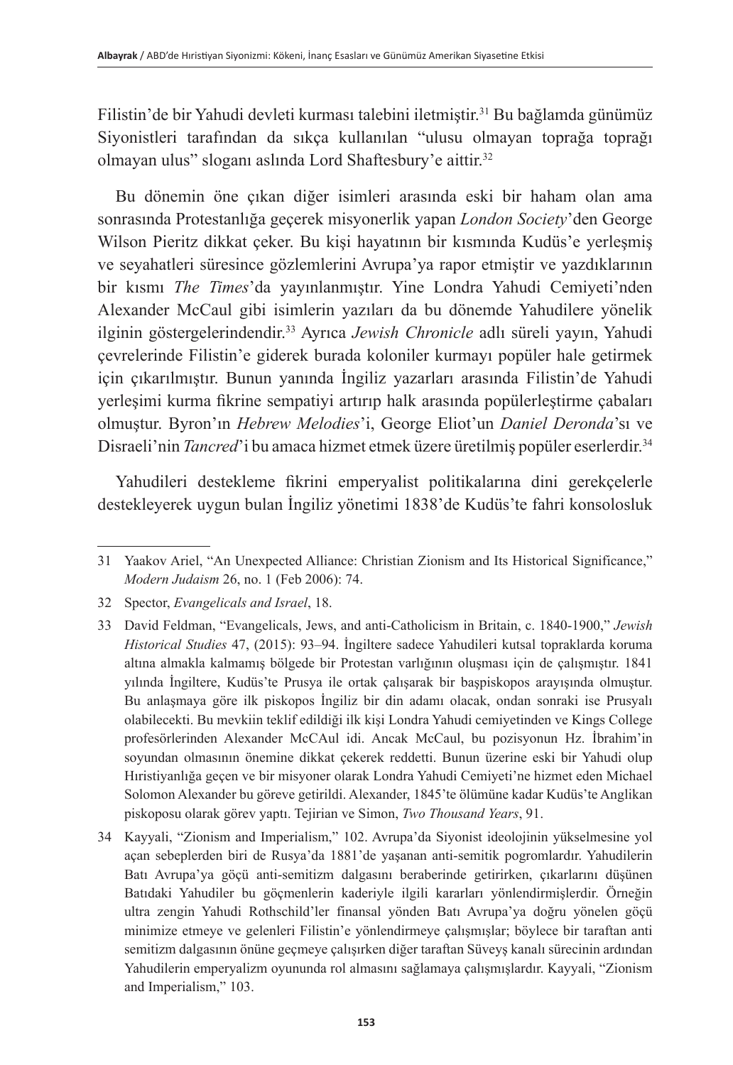Filistin'de bir Yahudi devleti kurması talebini iletmiştir.[31] Bu bağlamda günümüz Siyonistleri tarafından da sıkça kullanılan "ulusu olmayan toprağa toprağı olmayan ulus" sloganı aslında Lord Shaftesbury'e aittir.[32]

Bu dönemin öne çıkan diğer isimleri arasında eski bir haham olan ama sonrasında Protestanlığa geçerek misyonerlik yapan *London Society*'den George Wilson Pieritz dikkat çeker. Bu kişi hayatının bir kısmında Kudüs'e yerleşmiş ve seyahatleri süresince gözlemlerini Avrupa'ya rapor etmiştir ve yazdıklarının bir kısmı *The Times*'da yayınlanmıştır. Yine Londra Yahudi Cemiyeti'nden Alexander McCaul gibi isimlerin yazıları da bu dönemde Yahudilere yönelik ilginin göstergelerindendir.[33] Ayrıca *Jewish Chronicle* adlı süreli yayın, Yahudi çevrelerinde Filistin'e giderek burada koloniler kurmayı popüler hale getirmek için çıkarılmıştır. Bunun yanında İngiliz yazarları arasında Filistin'de Yahudi yerleşimi kurma fikrine sempatiyi artırıp halk arasında popülerleştirme çabaları olmuştur. Byron'ın *Hebrew Melodies*'i, George Eliot'un *Daniel Deronda*'sı ve Disraeli'nin *Tancred*'i bu amaca hizmet etmek üzere üretilmiş popüler eserlerdir.[34]

Yahudileri destekleme fikrini emperyalist politikalarına dini gerekçelerle destekleyerek uygun bulan İngiliz yönetimi 1838'de Kudüs'te fahri konsolosluk

---

31 Yaakov Ariel, "An Unexpected Alliance: Christian Zionism and Its Historical Significance," *Modern Judaism* 26, no. 1 (Feb 2006): 74.

32 Spector, *Evangelicals and Israel*, 18.

33 David Feldman, "Evangelicals, Jews, and anti-Catholicism in Britain, c. 1840-1900," *Jewish Historical Studies* 47, (2015): 93–94. İngiltere sadece Yahudileri kutsal topraklarda koruma altına almakla kalmamış bölgede bir Protestan varlığının oluşması için de çalışmıştır. 1841 yılında İngiltere, Kudüs'te Prusya ile ortak çalışarak bir başpiskopos arayışında olmuştur. Bu anlaşmaya göre ilk piskopos İngiliz bir din adamı olacak, ondan sonraki ise Prusyalı olabilecekti. Bu mevkiin teklif edildiği ilk kişi Londra Yahudi cemiyetinden ve Kings College profesörlerinden Alexander McCAul idi. Ancak McCaul, bu pozisyonun Hz. İbrahim'in soyundan olmasının önemine dikkat çekerek reddetti. Bunun üzerine eski bir Yahudi olup Hıristiyanlığa geçen ve bir misyoner olarak Londra Yahudi Cemiyeti'ne hizmet eden Michael Solomon Alexander bu göreve getirildi. Alexander, 1845'te ölümüne kadar Kudüs'te Anglikan piskoposu olarak görev yaptı. Tejirian ve Simon, *Two Thousand Years*, 91.

34 Kayyali, "Zionism and Imperialism," 102. Avrupa'da Siyonist ideolojinin yükselmesine yol açan sebeplerden biri de Rusya'da 1881'de yaşanan anti-semitik pogromlardır. Yahudilerin Batı Avrupa'ya göçü anti-semitizm dalgasını beraberinde getirirken, çıkarlarını düşünen Batıdaki Yahudiler bu göçmenlerin kaderiyle ilgili kararları yönlendirmişlerdir. Örneğin ultra zengin Yahudi Rothschild'ler finansal yönden Batı Avrupa'ya doğru yönelen göçü minimize etmeye ve gelenleri Filistin'e yönlendirmeye çalışmışlar; böylece bir taraftan anti semitizm dalgasının önüne geçmeye çalışırken diğer taraftan Süveyş kanalı sürecinin ardından Yahudilerin emperyalizm oyununda rol almasını sağlamaya çalışmışlardır. Kayyali, "Zionism and Imperialism," 103.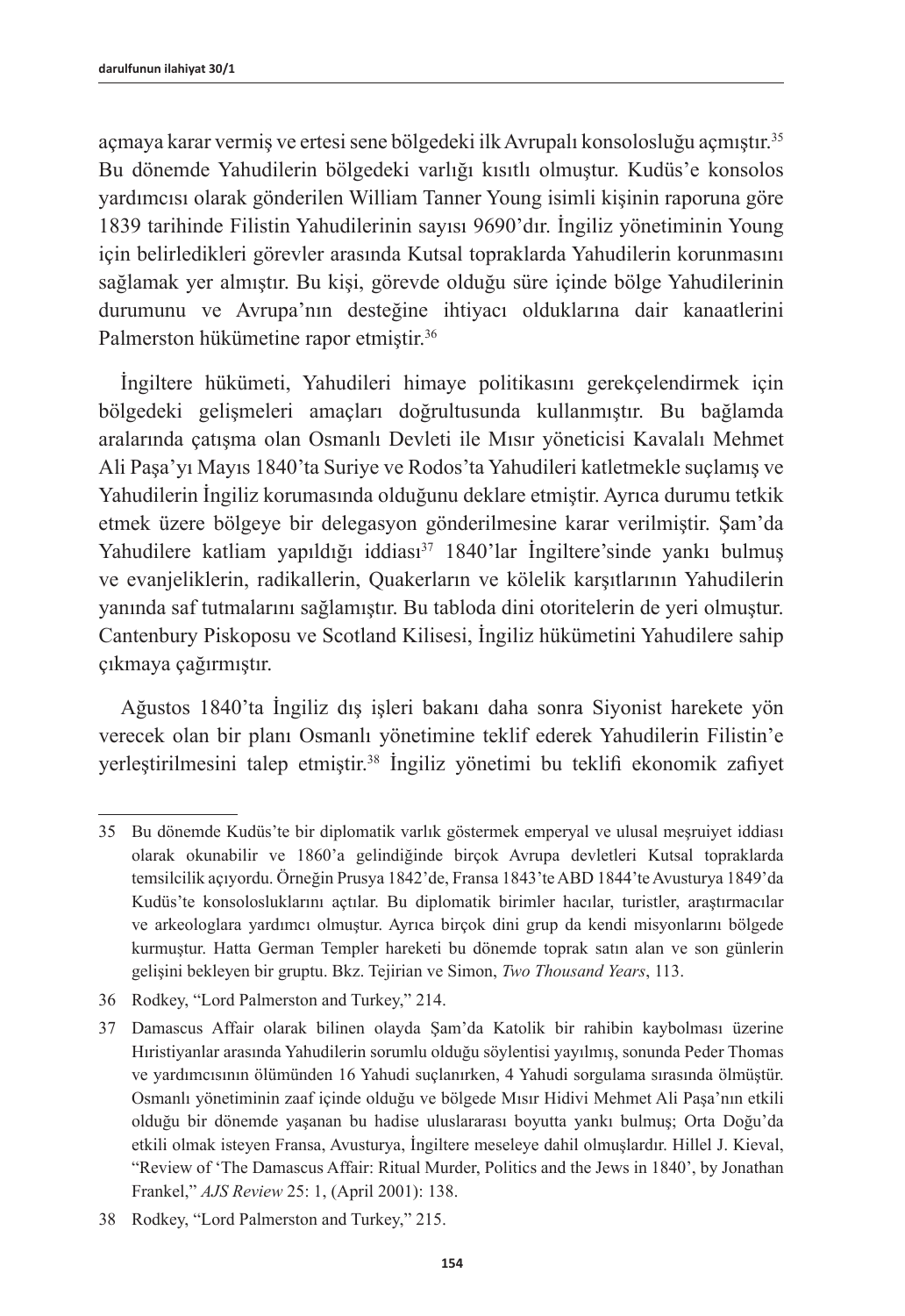açmaya karar vermiş ve ertesi sene bölgedeki ilk Avrupalı konsolosluğu açmıştır.[35] Bu dönemde Yahudilerin bölgedeki varlığı kısıtlı olmuştur. Kudüs'e konsolos yardımcısı olarak gönderilen William Tanner Young isimli kişinin raporuna göre 1839 tarihinde Filistin Yahudilerinin sayısı 9690'dır. İngiliz yönetiminin Young için belirledikleri görevler arasında Kutsal topraklarda Yahudilerin korunmasını sağlamak yer almıştır. Bu kişi, görevde olduğu süre içinde bölge Yahudilerinin durumunu ve Avrupa'nın desteğine ihtiyacı olduklarına dair kanaatlerini Palmerston hükümetine rapor etmiştir.[36]

İngiltere hükümeti, Yahudileri himaye politikasını gerekçelendirmek için bölgedeki gelişmeleri amaçları doğrultusunda kullanmıştır. Bu bağlamda aralarında çatışma olan Osmanlı Devleti ile Mısır yöneticisi Kavalalı Mehmet Ali Paşa'yı Mayıs 1840'ta Suriye ve Rodos'ta Yahudileri katletmekle suçlamış ve Yahudilerin İngiliz korumasında olduğunu deklare etmiştir. Ayrıca durumu tetkik etmek üzere bölgeye bir delegasyon gönderilmesine karar verilmiştir. Şam'da Yahudilere katliam yapıldığı iddiası[37] 1840'lar İngiltere'sinde yankı bulmuş ve evanjeliklerin, radikallerin, Quakerların ve kölelik karşıtlarının Yahudilerin yanında saf tutmalarını sağlamıştır. Bu tabloda dini otoritelerin de yeri olmuştur. Cantenbury Piskoposu ve Scotland Kilisesi, İngiliz hükümetini Yahudilere sahip çıkmaya çağırmıştır.

Ağustos 1840'ta İngiliz dış işleri bakanı daha sonra Siyonist harekete yön verecek olan bir planı Osmanlı yönetimine teklif ederek Yahudilerin Filistin'e yerleştirilmesini talep etmiştir.[38] İngiliz yönetimi bu teklifi ekonomik zafiyet

---

35 Bu dönemde Kudüs'te bir diplomatik varlık göstermek emperyal ve ulusal meşruiyet iddiası olarak okunabilir ve 1860'a gelindiğinde birçok Avrupa devletleri Kutsal topraklarda temsilcilik açıyordu. Örneğin Prusya 1842'de, Fransa 1843'te ABD 1844'te Avusturya 1849'da Kudüs'te konsolosluklarını açtılar. Bu diplomatik birimler hacılar, turistler, araştırmacılar ve arkeologlara yardımcı olmuştur. Ayrıca birçok dini grup da kendi misyonlarını bölgede kurmuştur. Hatta German Templer hareketi bu dönemde toprak satın alan ve son günlerin gelişini bekleyen bir gruptu. Bkz. Tejirian ve Simon, *Two Thousand Years*, 113.

36 Rodkey, "Lord Palmerston and Turkey," 214.

37 Damascus Affair olarak bilinen olayda Şam'da Katolik bir rahibin kaybolması üzerine Hıristiyanlar arasında Yahudilerin sorumlu olduğu söylentisi yayılmış, sonunda Peder Thomas ve yardımcısının ölümünden 16 Yahudi suçlanırken, 4 Yahudi sorgulama sırasında ölmüştür. Osmanlı yönetiminin zaaf içinde olduğu ve bölgede Mısır Hidivi Mehmet Ali Paşa'nın etkili olduğu bir dönemde yaşanan bu hadise uluslararası boyutta yankı bulmuş; Orta Doğu'da etkili olmak isteyen Fransa, Avusturya, İngiltere meseleye dahil olmuşlardır. Hillel J. Kieval, "Review of 'The Damascus Affair: Ritual Murder, Politics and the Jews in 1840', by Jonathan Frankel," *AJS Review* 25: 1, (April 2001): 138.

38 Rodkey, "Lord Palmerston and Turkey," 215.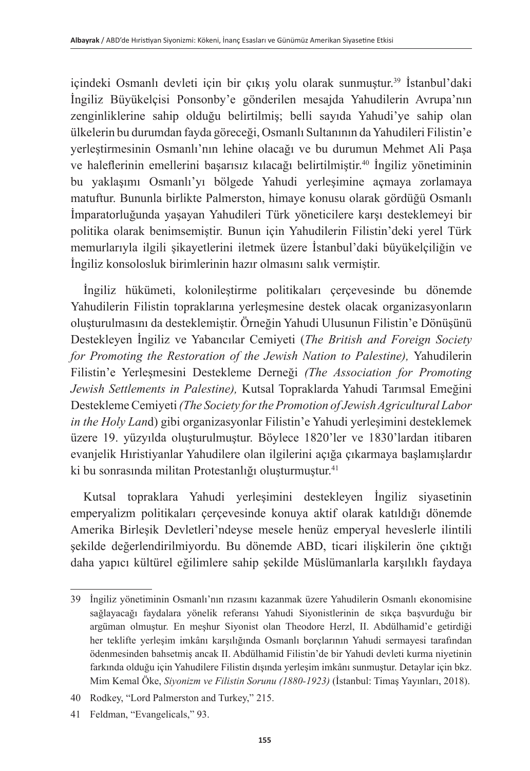içindeki Osmanlı devleti için bir çıkış yolu olarak sunmuştur.[39] İstanbul'daki İngiliz Büyükelçisi Ponsonby'e gönderilen mesajda Yahudilerin Avrupa'nın zenginliklerine sahip olduğu belirtilmiş; belli sayıda Yahudi'ye sahip olan ülkelerin bu durumdan fayda göreceği, Osmanlı Sultanının da Yahudileri Filistin'e yerleştirmesinin Osmanlı'nın lehine olacağı ve bu durumun Mehmet Ali Paşa ve haleflerinin emellerini başarısız kılacağı belirtilmiştir.[40] İngiliz yönetiminin bu yaklaşımı Osmanlı'yı bölgede Yahudi yerleşimine açmaya zorlamaya matuftur. Bununla birlikte Palmerston, himaye konusu olarak gördüğü Osmanlı İmparatorluğunda yaşayan Yahudileri Türk yöneticilere karşı desteklemeyi bir politika olarak benimsemiştir. Bunun için Yahudilerin Filistin'deki yerel Türk memurlarıyla ilgili şikayetlerini iletmek üzere İstanbul'daki büyükelçiliğin ve İngiliz konsolosluk birimlerinin hazır olmasını salık vermiştir.

İngiliz hükümeti, kolonileştirme politikaları çerçevesinde bu dönemde Yahudilerin Filistin topraklarına yerleşmesine destek olacak organizasyonların oluşturulmasını da desteklemiştir. Örneğin Yahudi Ulusunun Filistin'e Dönüşünü Destekleyen İngiliz ve Yabancılar Cemiyeti (*The British and Foreign Society for Promoting the Restoration of the Jewish Nation to Palestine),* Yahudilerin Filistin'e Yerleşmesini Destekleme Derneği *(The Association for Promoting Jewish Settlements in Palestine),* Kutsal Topraklarda Yahudi Tarımsal Emeğini Destekleme Cemiyeti *(The Society for the Promotion of Jewish Agricultural Labor in the Holy Lan*d) gibi organizasyonlar Filistin'e Yahudi yerleşimini desteklemek üzere 19. yüzyılda oluşturulmuştur. Böylece 1820'ler ve 1830'lardan itibaren evanjelik Hıristiyanlar Yahudilere olan ilgilerini açığa çıkarmaya başlamışlardır ki bu sonrasında militan Protestanlığı oluşturmuştur.[41]

Kutsal topraklara Yahudi yerleşimini destekleyen İngiliz siyasetinin emperyalizm politikaları çerçevesinde konuya aktif olarak katıldığı dönemde Amerika Birleşik Devletleri'ndeyse mesele henüz emperyal heveslerle ilintili şekilde değerlendirilmiyordu. Bu dönemde ABD, ticari ilişkilerin öne çıktığı daha yapıcı kültürel eğilimlere sahip şekilde Müslümanlarla karşılıklı faydaya

---

39 İngiliz yönetiminin Osmanlı'nın rızasını kazanmak üzere Yahudilerin Osmanlı ekonomisine sağlayacağı faydalara yönelik referansı Yahudi Siyonistlerinin de sıkça başvurduğu bir argüman olmuştur. En meşhur Siyonist olan Theodore Herzl, II. Abdülhamid'e getirdiği her teklifte yerleşim imkânı karşılığında Osmanlı borçlarının Yahudi sermayesi tarafından ödenmesinden bahsetmiş ancak II. Abdülhamid Filistin'de bir Yahudi devleti kurma niyetinin farkında olduğu için Yahudilere Filistin dışında yerleşim imkânı sunmuştur. Detaylar için bkz. Mim Kemal Öke, *Siyonizm ve Filistin Sorunu (1880-1923)* (İstanbul: Timaş Yayınları, 2018).

40 Rodkey, "Lord Palmerston and Turkey," 215.

41 Feldman, "Evangelicals," 93.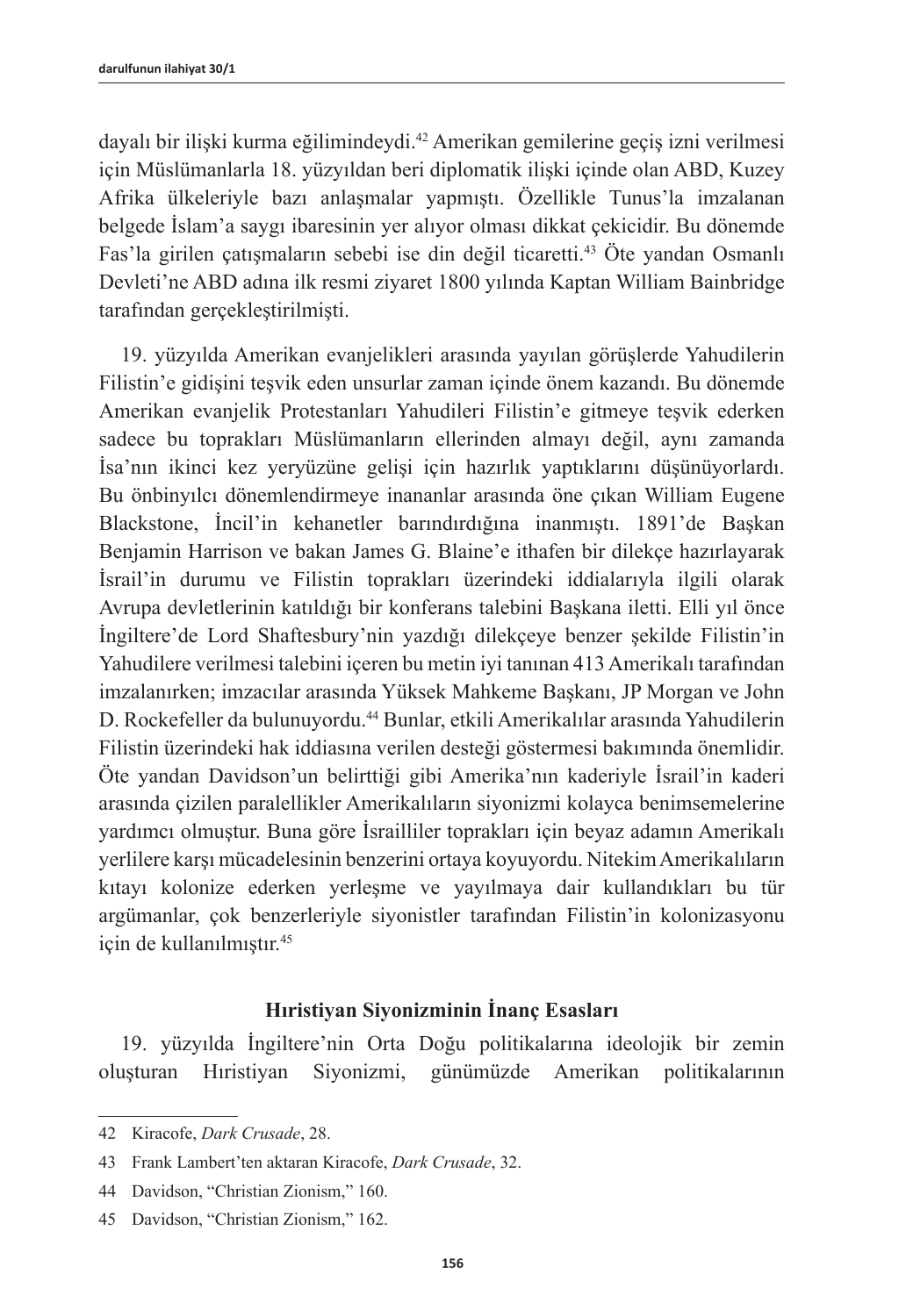dayalı bir ilişki kurma eğilimindeydi.[42] Amerikan gemilerine geçiş izni verilmesi için Müslümanlarla 18. yüzyıldan beri diplomatik ilişki içinde olan ABD, Kuzey Afrika ülkeleriyle bazı anlaşmalar yapmıştı. Özellikle Tunus'la imzalanan belgede İslam'a saygı ibaresinin yer alıyor olması dikkat çekicidir. Bu dönemde Fas'la girilen çatışmaların sebebi ise din değil ticaretti.[43] Öte yandan Osmanlı Devleti'ne ABD adına ilk resmi ziyaret 1800 yılında Kaptan William Bainbridge tarafından gerçekleştirilmişti.

19. yüzyılda Amerikan evanjelikleri arasında yayılan görüşlerde Yahudilerin Filistin'e gidişini teşvik eden unsurlar zaman içinde önem kazandı. Bu dönemde Amerikan evanjelik Protestanları Yahudileri Filistin'e gitmeye teşvik ederken sadece bu toprakları Müslümanların ellerinden almayı değil, aynı zamanda İsa'nın ikinci kez yeryüzüne gelişi için hazırlık yaptıklarını düşünüyorlardı. Bu önbinyılcı dönemlendirmeye inananlar arasında öne çıkan William Eugene Blackstone, İncil'in kehanetler barındırdığına inanmıştı. 1891'de Başkan Benjamin Harrison ve bakan James G. Blaine'e ithafen bir dilekçe hazırlayarak İsrail'in durumu ve Filistin toprakları üzerindeki iddialarıyla ilgili olarak Avrupa devletlerinin katıldığı bir konferans talebini Başkana iletti. Elli yıl önce İngiltere'de Lord Shaftesbury'nin yazdığı dilekçeye benzer şekilde Filistin'in Yahudilere verilmesi talebini içeren bu metin iyi tanınan 413 Amerikalı tarafından imzalanırken; imzacılar arasında Yüksek Mahkeme Başkanı, JP Morgan ve John D. Rockefeller da bulunuyordu.[44] Bunlar, etkili Amerikalılar arasında Yahudilerin Filistin üzerindeki hak iddiasına verilen desteği göstermesi bakımından önemlidir. Öte yandan Davidson'un belirttiği gibi Amerika'nın kaderiyle İsrail'in kaderi arasında çizilen paralellikler Amerikalıların siyonizmi kolayca benimsemelerine yardımcı olmuştur. Buna göre İsrailliler toprakları için beyaz adamın Amerikalı yerlilere karşı mücadelesinin benzerini ortaya koyuyordu. Nitekim Amerikalıların kıtayı kolonize ederken yerleşme ve yayılmaya dair kullandıkları bu tür argümanlar, çok benzerleriyle siyonistler tarafından Filistin'in kolonizasyonu için de kullanılmıştır.[45]

## Hıristiyan Siyonizminin İnanç Esasları

19. yüzyılda İngiltere'nin Orta Doğu politikalarına ideolojik bir zemin oluşturan Hıristiyan Siyonizmi, günümüzde Amerikan politikalarının

---

42 Kiracofe, *Dark Crusade*, 28.

43 Frank Lambert'ten aktaran Kiracofe, *Dark Crusade*, 32.

44 Davidson, "Christian Zionism," 160.

45 Davidson, "Christian Zionism," 162.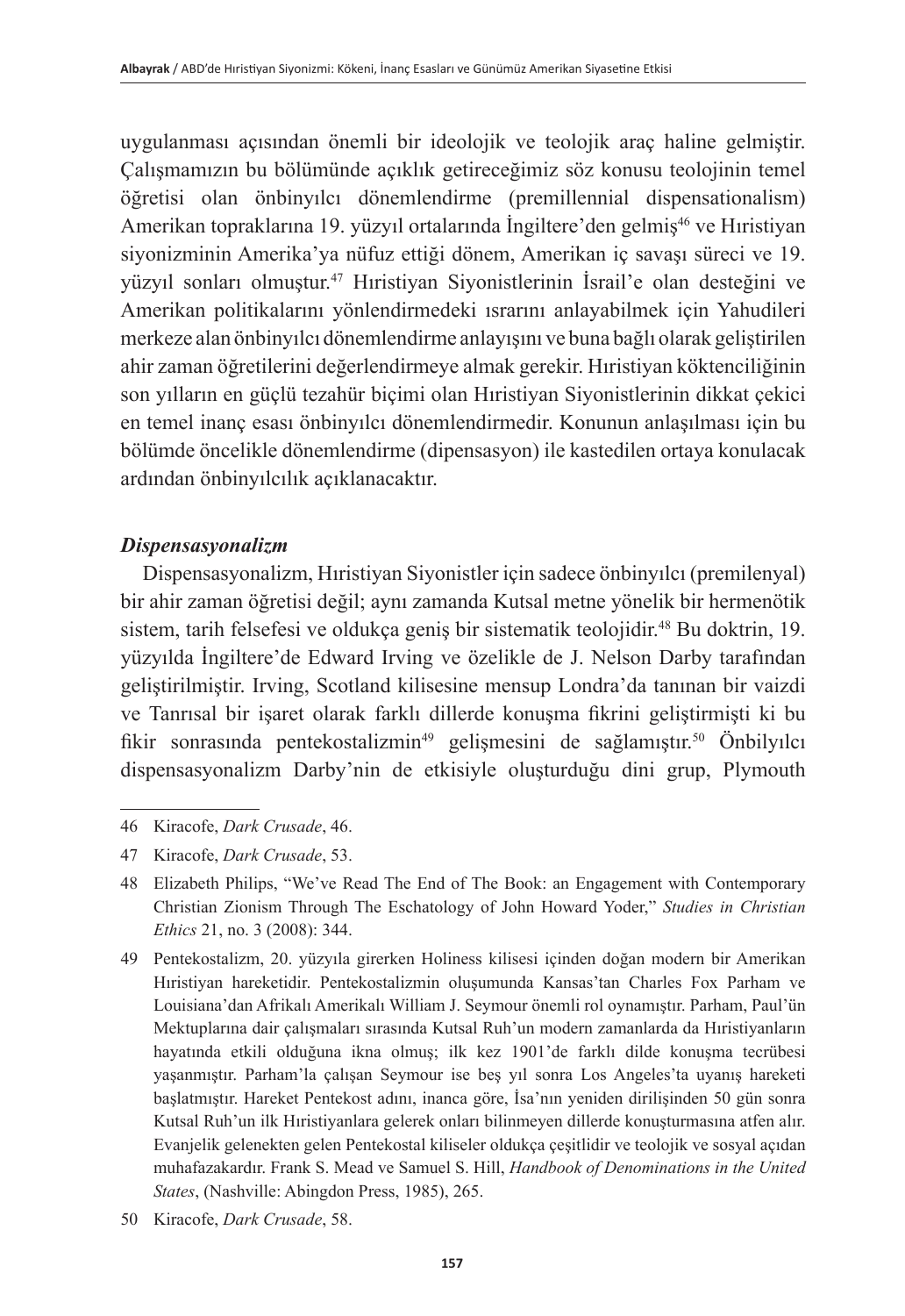uygulanması açısından önemli bir ideolojik ve teolojik araç haline gelmiştir. Çalışmamızın bu bölümünde açıklık getireceğimiz söz konusu teolojinin temel öğretisi olan önbinyılcı dönemlendirme (premillennial dispensationalism) Amerikan topraklarına 19. yüzyıl ortalarında İngiltere'den gelmiş[46] ve Hıristiyan siyonizminin Amerika'ya nüfuz ettiği dönem, Amerikan iç savaşı süreci ve 19. yüzyıl sonları olmuştur.[47] Hıristiyan Siyonistlerinin İsrail'e olan desteğini ve Amerikan politikalarını yönlendirmedeki ısrarını anlayabilmek için Yahudileri merkeze alan önbinyılcı dönemlendirme anlayışını ve buna bağlı olarak geliştirilen ahir zaman öğretilerini değerlendirmeye almak gerekir. Hıristiyan köktenciliğinin son yılların en güçlü tezahür biçimi olan Hıristiyan Siyonistlerinin dikkat çekici en temel inanç esası önbinyılcı dönemlendirmedir. Konunun anlaşılması için bu bölümde öncelikle dönemlendirme (dipensasyon) ile kastedilen ortaya konulacak ardından önbinyılcılık açıklanacaktır.

### *Dispensasyonalizm*

Dispensasyonalizm, Hıristiyan Siyonistler için sadece önbinyılcı (premilenyal) bir ahir zaman öğretisi değil; aynı zamanda Kutsal metne yönelik bir hermenötik sistem, tarih felsefesi ve oldukça geniş bir sistematik teolojidir.[48] Bu doktrin, 19. yüzyılda İngiltere'de Edward Irving ve özelikle de J. Nelson Darby tarafından geliştirilmiştir. Irving, Scotland kilisesine mensup Londra'da tanınan bir vaizdi ve Tanrısal bir işaret olarak farklı dillerde konuşma fikrini geliştirmişti ki bu fikir sonrasında pentekostalizmin[49] gelişmesini de sağlamıştır.[50] Önbilyılcı dispensasyonalizm Darby'nin de etkisiyle oluşturduğu dini grup, Plymouth

---

46 Kiracofe, *Dark Crusade*, 46.

47 Kiracofe, *Dark Crusade*, 53.

48 Elizabeth Philips, "We've Read The End of The Book: an Engagement with Contemporary Christian Zionism Through The Eschatology of John Howard Yoder," *Studies in Christian Ethics* 21, no. 3 (2008): 344.

49 Pentekostalizm, 20. yüzyıla girerken Holiness kilisesi içinden doğan modern bir Amerikan Hıristiyan hareketidir. Pentekostalizmin oluşumunda Kansas'tan Charles Fox Parham ve Louisiana'dan Afrikalı Amerikalı William J. Seymour önemli rol oynamıştır. Parham, Paul'ün Mektuplarına dair çalışmaları sırasında Kutsal Ruh'un modern zamanlarda da Hıristiyanların hayatında etkili olduğuna ikna olmuş; ilk kez 1901'de farklı dilde konuşma tecrübesi yaşanmıştır. Parham'la çalışan Seymour ise beş yıl sonra Los Angeles'ta uyanış hareketi başlatmıştır. Hareket Pentekost adını, inanca göre, İsa'nın yeniden dirilişinden 50 gün sonra Kutsal Ruh'un ilk Hıristiyanlara gelerek onları bilinmeyen dillerde konuşturmasına atfen alır. Evanjelik gelenekten gelen Pentekostal kiliseler oldukça çeşitlidir ve teolojik ve sosyal açıdan muhafazakardır. Frank S. Mead ve Samuel S. Hill, *Handbook of Denominations in the United States*, (Nashville: Abingdon Press, 1985), 265.

50 Kiracofe, *Dark Crusade*, 58.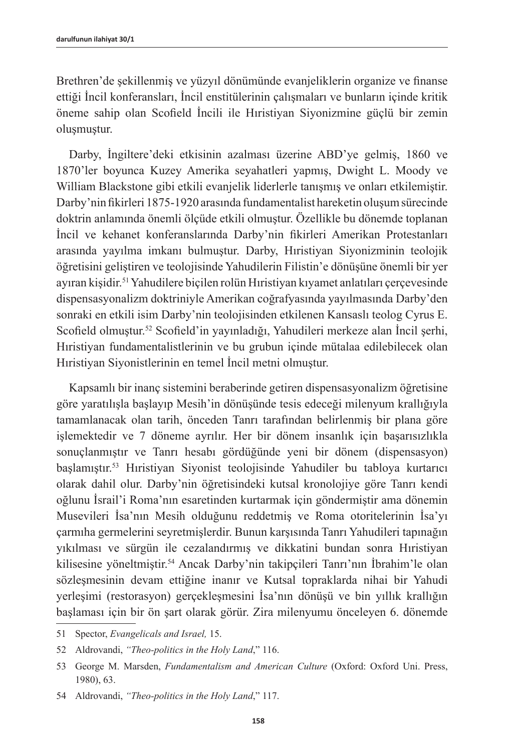Brethren'de şekillenmiş ve yüzyıl dönümünde evanjeliklerin organize ve finanse ettiği İncil konferansları, İncil enstitülerinin çalışmaları ve bunların içinde kritik öneme sahip olan Scofield İncili ile Hıristiyan Siyonizmine güçlü bir zemin oluşmuştur.

Darby, İngiltere'deki etkisinin azalması üzerine ABD'ye gelmiş, 1860 ve 1870'ler boyunca Kuzey Amerika seyahatleri yapmış, Dwight L. Moody ve William Blackstone gibi etkili evanjelik liderlerle tanışmış ve onları etkilemiştir. Darby'nin fikirleri 1875-1920 arasında fundamentalist hareketin oluşum sürecinde doktrin anlamında önemli ölçüde etkili olmuştur. Özellikle bu dönemde toplanan İncil ve kehanet konferanslarında Darby'nin fikirleri Amerikan Protestanları arasında yayılma imkanı bulmuştur. Darby, Hıristiyan Siyonizminin teolojik öğretisini geliştiren ve teolojisinde Yahudilerin Filistin'e dönüşüne önemli bir yer ayıran kişidir.[51] Yahudilere biçilen rolün Hıristiyan kıyamet anlatıları çerçevesinde dispensasyonalizm doktriniyle Amerikan coğrafyasında yayılmasında Darby'den sonraki en etkili isim Darby'nin teolojisinden etkilenen Kansaslı teolog Cyrus E. Scofield olmuştur.[52] Scofield'in yayınladığı, Yahudileri merkeze alan İncil şerhi, Hıristiyan fundamentalistlerinin ve bu grubun içinde mütalaa edilebilecek olan Hıristiyan Siyonistlerinin en temel İncil metni olmuştur.

Kapsamlı bir inanç sistemini beraberinde getiren dispensasyonalizm öğretisine göre yaratılışla başlayıp Mesih'in dönüşünde tesis edeceği milenyum krallığıyla tamamlanacak olan tarih, önceden Tanrı tarafından belirlenmiş bir plana göre işlemektedir ve 7 döneme ayrılır. Her bir dönem insanlık için başarısızlıkla sonuçlanmıştır ve Tanrı hesabı gördüğünde yeni bir dönem (dispensasyon) başlamıştır.[53] Hıristiyan Siyonist teolojisinde Yahudiler bu tabloya kurtarıcı olarak dahil olur. Darby'nin öğretisindeki kutsal kronolojiye göre Tanrı kendi oğlunu İsrail'i Roma'nın esaretinden kurtarmak için göndermiştir ama dönemin Musevileri İsa'nın Mesih olduğunu reddetmiş ve Roma otoritelerinin İsa'yı çarmıha germelerini seyretmişlerdir. Bunun karşısında Tanrı Yahudileri tapınağın yıkılması ve sürgün ile cezalandırmış ve dikkatini bundan sonra Hıristiyan kilisesine yöneltmiştir.[54] Ancak Darby'nin takipçileri Tanrı'nın İbrahim'le olan sözleşmesinin devam ettiğine inanır ve Kutsal topraklarda nihai bir Yahudi yerleşimi (restorasyon) gerçekleşmesini İsa'nın dönüşü ve bin yıllık krallığın başlaması için bir ön şart olarak görür. Zira milenyumu önceleyen 6. dönemde

---

51 Spector, *Evangelicals and Israel,* 15.

52 Aldrovandi, *"Theo-politics in the Holy Land*," 116.

53 George M. Marsden, *Fundamentalism and American Culture* (Oxford: Oxford Uni. Press, 1980), 63.

54 Aldrovandi, *"Theo-politics in the Holy Land*," 117.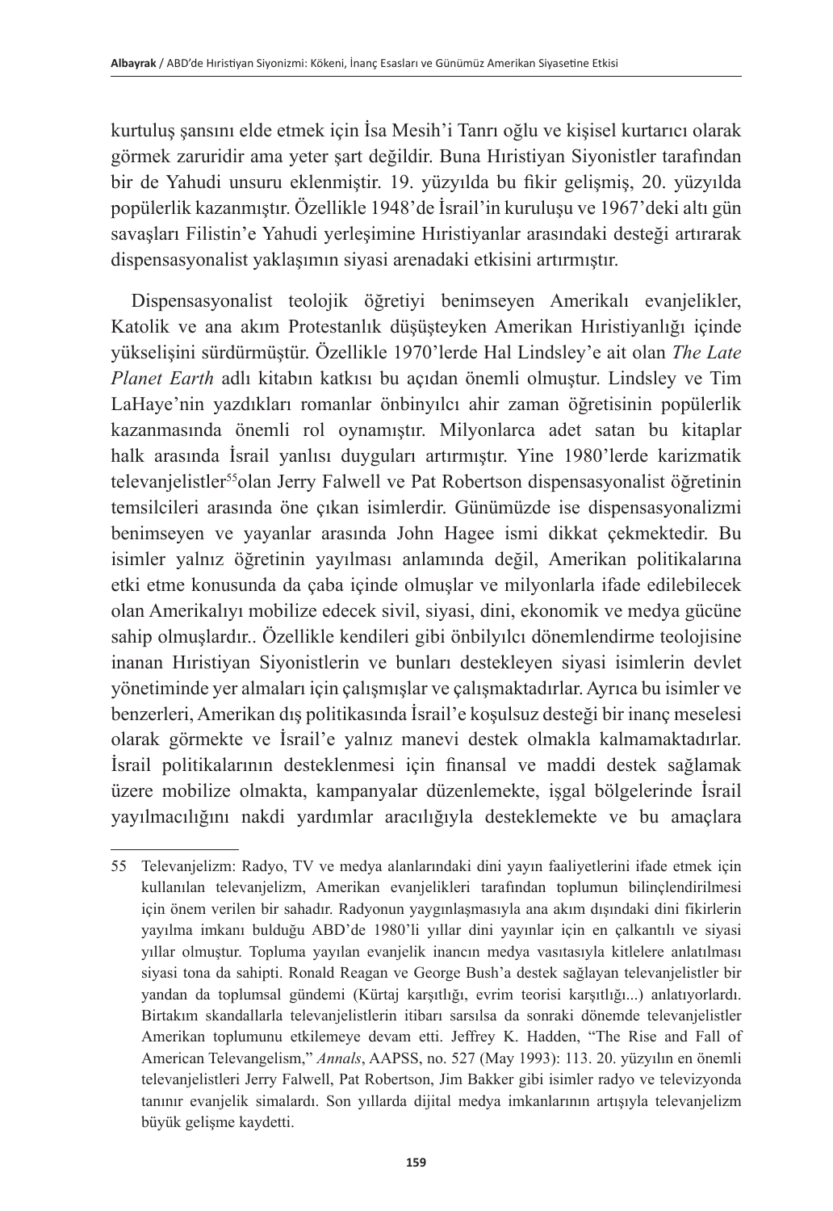kurtuluş şansını elde etmek için İsa Mesih'i Tanrı oğlu ve kişisel kurtarıcı olarak görmek zaruridir ama yeter şart değildir. Buna Hıristiyan Siyonistler tarafından bir de Yahudi unsuru eklenmiştir. 19. yüzyılda bu fikir gelişmiş, 20. yüzyılda popülerlik kazanmıştır. Özellikle 1948'de İsrail'in kuruluşu ve 1967'deki altı gün savaşları Filistin'e Yahudi yerleşimine Hıristiyanlar arasındaki desteği artırarak dispensasyonalist yaklaşımın siyasi arenadaki etkisini artırmıştır.

Dispensasyonalist teolojik öğretiyi benimseyen Amerikalı evanjelikler, Katolik ve ana akım Protestanlık düşüşteyken Amerikan Hıristiyanlığı içinde yükselişini sürdürmüştür. Özellikle 1970'lerde Hal Lindsley'e ait olan *The Late Planet Earth* adlı kitabın katkısı bu açıdan önemli olmuştur. Lindsley ve Tim LaHaye'nin yazdıkları romanlar önbinyılcı ahir zaman öğretisinin popülerlik kazanmasında önemli rol oynamıştır. Milyonlarca adet satan bu kitaplar halk arasında İsrail yanlısı duyguları artırmıştır. Yine 1980'lerde karizmatik televanjelistler[55]olan Jerry Falwell ve Pat Robertson dispensasyonalist öğretinin temsilcileri arasında öne çıkan isimlerdir. Günümüzde ise dispensasyonalizmi benimseyen ve yayanlar arasında John Hagee ismi dikkat çekmektedir. Bu isimler yalnız öğretinin yayılması anlamında değil, Amerikan politikalarına etki etme konusunda da çaba içinde olmuşlar ve milyonlarla ifade edilebilecek olan Amerikalıyı mobilize edecek sivil, siyasi, dini, ekonomik ve medya gücüne sahip olmuşlardır.. Özellikle kendileri gibi önbilyılcı dönemlendirme teolojisine inanan Hıristiyan Siyonistlerin ve bunları destekleyen siyasi isimlerin devlet yönetiminde yer almaları için çalışmışlar ve çalışmaktadırlar. Ayrıca bu isimler ve benzerleri, Amerikan dış politikasında İsrail'e koşulsuz desteği bir inanç meselesi olarak görmekte ve İsrail'e yalnız manevi destek olmakla kalmamaktadırlar. İsrail politikalarının desteklenmesi için finansal ve maddi destek sağlamak üzere mobilize olmakta, kampanyalar düzenlemekte, işgal bölgelerinde İsrail yayılmacılığını nakdi yardımlar aracılığıyla desteklemekte ve bu amaçlara

---

55 Televanjelizm: Radyo, TV ve medya alanlarındaki dini yayın faaliyetlerini ifade etmek için kullanılan televanjelizm, Amerikan evanjelikleri tarafından toplumun bilinçlendirilmesi için önem verilen bir sahadır. Radyonun yaygınlaşmasıyla ana akım dışındaki dini fikirlerin yayılma imkanı bulduğu ABD'de 1980'li yıllar dini yayınlar için en çalkantılı ve siyasi yıllar olmuştur. Topluma yayılan evanjelik inancın medya vasıtasıyla kitlelere anlatılması siyasi tona da sahipti. Ronald Reagan ve George Bush'a destek sağlayan televanjelistler bir yandan da toplumsal gündemi (Kürtaj karşıtlığı, evrim teorisi karşıtlığı...) anlatıyorlardı. Birtakım skandallarla televanjelistlerin itibarı sarsılsa da sonraki dönemde televanjelistler Amerikan toplumunu etkilemeye devam etti. Jeffrey K. Hadden, "The Rise and Fall of American Televangelism," *Annals*, AAPSS, no. 527 (May 1993): 113. 20. yüzyılın en önemli televanjelistleri Jerry Falwell, Pat Robertson, Jim Bakker gibi isimler radyo ve televizyonda tanınır evanjelik simalardı. Son yıllarda dijital medya imkanlarının artışıyla televanjelizm büyük gelişme kaydetti.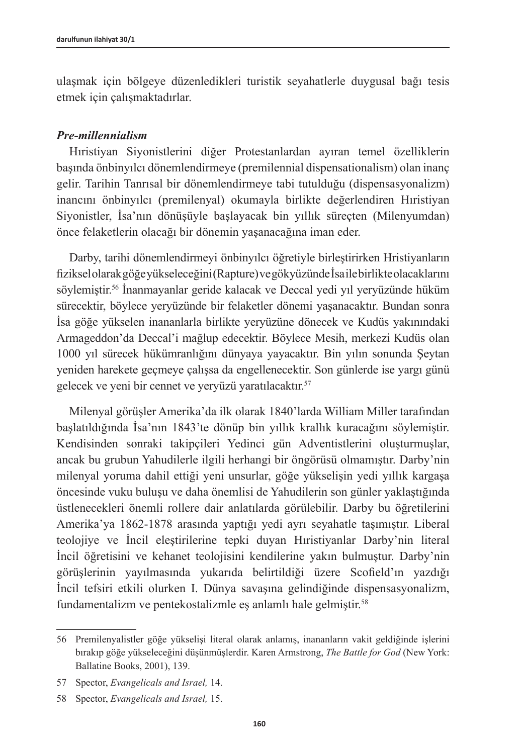ulaşmak için bölgeye düzenledikleri turistik seyahatlerle duygusal bağı tesis etmek için çalışmaktadırlar.

### *Pre-millennialism*

Hıristiyan Siyonistlerini diğer Protestanlardan ayıran temel özelliklerin başında önbinyılcı dönemlendirmeye (premilennial dispensationalism) olan inanç gelir. Tarihin Tanrısal bir dönemlendirmeye tabi tutulduğu (dispensasyonalizm) inancını önbinyılcı (premilenyal) okumayla birlikte değerlendiren Hıristiyan Siyonistler, İsa'nın dönüşüyle başlayacak bin yıllık süreçten (Milenyumdan) önce felaketlerin olacağı bir dönemin yaşanacağına iman eder.

Darby, tarihi dönemlendirmeyi önbinyılcı öğretiyle birleştirirken Hristiyanların fiziksel olarak göğe yükseleceğini (Rapture) ve gökyüzünde İsa ile birlikte olacaklarını söylemiştir.[56] İnanmayanlar geride kalacak ve Deccal yedi yıl yeryüzünde hüküm sürecektir, böylece yeryüzünde bir felaketler dönemi yaşanacaktır. Bundan sonra İsa göğe yükselen inananlarla birlikte yeryüzüne dönecek ve Kudüs yakınındaki Armageddon'da Deccal'i mağlup edecektir. Böylece Mesih, merkezi Kudüs olan 1000 yıl sürecek hükümranlığını dünyaya yayacaktır. Bin yılın sonunda Şeytan yeniden harekete geçmeye çalışsa da engellenecektir. Son günlerde ise yargı günü gelecek ve yeni bir cennet ve yeryüzü yaratılacaktır.[57]

Milenyal görüşler Amerika'da ilk olarak 1840'larda William Miller tarafından başlatıldığında İsa'nın 1843'te dönüp bin yıllık krallık kuracağını söylemiştir. Kendisinden sonraki takipçileri Yedinci gün Adventistlerini oluşturmuşlar, ancak bu grubun Yahudilerle ilgili herhangi bir öngörüsü olmamıştır. Darby'nin milenyal yoruma dahil ettiği yeni unsurlar, göğe yükselişin yedi yıllık kargaşa öncesinde vuku buluşu ve daha önemlisi de Yahudilerin son günler yaklaştığında üstlenecekleri önemli rollere dair anlatılarda görülebilir. Darby bu öğretilerini Amerika'ya 1862-1878 arasında yaptığı yedi ayrı seyahatle taşımıştır. Liberal teolojiye ve İncil eleştirilerine tepki duyan Hıristiyanlar Darby'nin literal İncil öğretisini ve kehanet teolojisini kendilerine yakın bulmuştur. Darby'nin görüşlerinin yayılmasında yukarıda belirtildiği üzere Scofield'ın yazdığı İncil tefsiri etkili olurken I. Dünya savaşına gelindiğinde dispensasyonalizm, fundamentalizm ve pentekostalizmle eş anlamlı hale gelmiştir.[58]

---

56 Premilenyalistler göğe yükselişi literal olarak anlamış, inananların vakit geldiğinde işlerini bırakıp göğe yükseleceğini düşünmüşlerdir. Karen Armstrong, *The Battle for God* (New York: Ballatine Books, 2001), 139.

57 Spector, *Evangelicals and Israel,* 14.

58 Spector, *Evangelicals and Israel,* 15.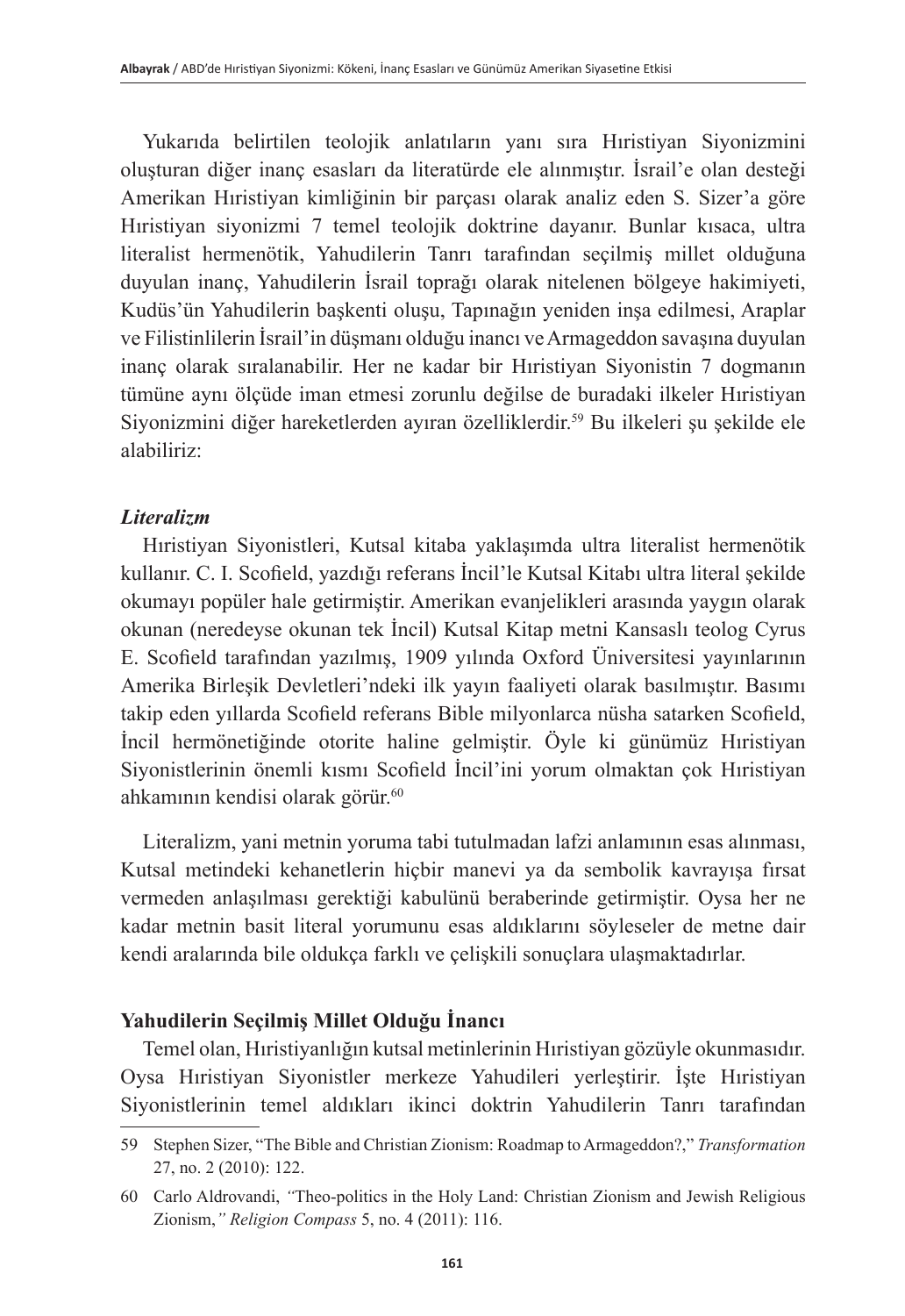Yukarıda belirtilen teolojik anlatıların yanı sıra Hıristiyan Siyonizmini oluşturan diğer inanç esasları da literatürde ele alınmıştır. İsrail'e olan desteği Amerikan Hıristiyan kimliğinin bir parçası olarak analiz eden S. Sizer'a göre Hıristiyan siyonizmi 7 temel teolojik doktrine dayanır. Bunlar kısaca, ultra literalist hermenötik, Yahudilerin Tanrı tarafından seçilmiş millet olduğuna duyulan inanç, Yahudilerin İsrail toprağı olarak nitelenen bölgeye hakimiyeti, Kudüs'ün Yahudilerin başkenti oluşu, Tapınağın yeniden inşa edilmesi, Araplar ve Filistinlilerin İsrail'in düşmanı olduğu inancı ve Armageddon savaşına duyulan inanç olarak sıralanabilir. Her ne kadar bir Hıristiyan Siyonistin 7 dogmanın tümüne aynı ölçüde iman etmesi zorunlu değilse de buradaki ilkeler Hıristiyan Siyonizmini diğer hareketlerden ayıran özelliklerdir.[59] Bu ilkeleri şu şekilde ele alabiliriz:

### *Literalizm*

Hıristiyan Siyonistleri, Kutsal kitaba yaklaşımda ultra literalist hermenötik kullanır. C. I. Scofield, yazdığı referans İncil'le Kutsal Kitabı ultra literal şekilde okumayı popüler hale getirmiştir. Amerikan evanjelikleri arasında yaygın olarak okunan (neredeyse okunan tek İncil) Kutsal Kitap metni Kansaslı teolog Cyrus E. Scofield tarafından yazılmış, 1909 yılında Oxford Üniversitesi yayınlarının Amerika Birleşik Devletleri'ndeki ilk yayın faaliyeti olarak basılmıştır. Basımı takip eden yıllarda Scofield referans Bible milyonlarca nüsha satarken Scofield, İncil hermönetiğinde otorite haline gelmiştir. Öyle ki günümüz Hıristiyan Siyonistlerinin önemli kısmı Scofield İncil'ini yorum olmaktan çok Hıristiyan ahkamının kendisi olarak görür.[60]

Literalizm, yani metnin yoruma tabi tutulmadan lafzi anlamının esas alınması, Kutsal metindeki kehanetlerin hiçbir manevi ya da sembolik kavrayışa fırsat vermeden anlaşılması gerektiği kabulünü beraberinde getirmiştir. Oysa her ne kadar metnin basit literal yorumunu esas aldıklarını söyleseler de metne dair kendi aralarında bile oldukça farklı ve çelişkili sonuçlara ulaşmaktadırlar.

### **Yahudilerin Seçilmiş Millet Olduğu İnancı**

Temel olan, Hıristiyanlığın kutsal metinlerinin Hıristiyan gözüyle okunmasıdır. Oysa Hıristiyan Siyonistler merkeze Yahudileri yerleştirir. İşte Hıristiyan Siyonistlerinin temel aldıkları ikinci doktrin Yahudilerin Tanrı tarafından

---

59 Stephen Sizer, "The Bible and Christian Zionism: Roadmap to Armageddon?," *Transformation* 27, no. 2 (2010): 122.

60 Carlo Aldrovandi, *"*Theo-politics in the Holy Land: Christian Zionism and Jewish Religious Zionism,*" Religion Compass* 5, no. 4 (2011): 116.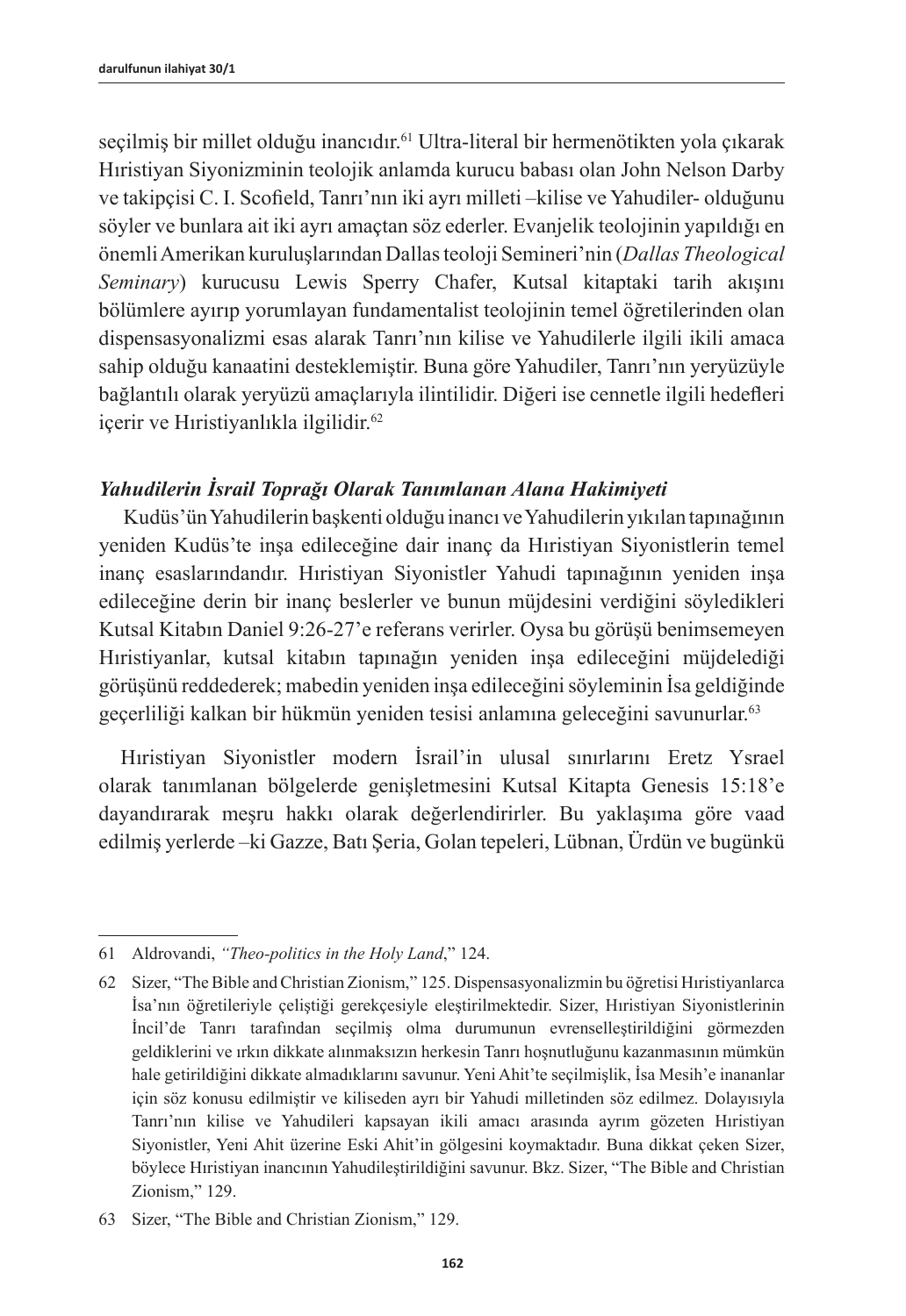seçilmiş bir millet olduğu inancıdır.[61] Ultra-literal bir hermenötikten yola çıkarak Hıristiyan Siyonizminin teolojik anlamda kurucu babası olan John Nelson Darby ve takipçisi C. I. Scofield, Tanrı'nın iki ayrı milleti –kilise ve Yahudiler- olduğunu söyler ve bunlara ait iki ayrı amaçtan söz ederler. Evanjelik teolojinin yapıldığı en önemli Amerikan kuruluşlarından Dallas teoloji Semineri'nin (*Dallas Theological Seminary*) kurucusu Lewis Sperry Chafer, Kutsal kitaptaki tarih akışını bölümlere ayırıp yorumlayan fundamentalist teolojinin temel öğretilerinden olan dispensasyonalizmi esas alarak Tanrı'nın kilise ve Yahudilerle ilgili ikili amaca sahip olduğu kanaatini desteklemiştir. Buna göre Yahudiler, Tanrı'nın yeryüzüyle bağlantılı olarak yeryüzü amaçlarıyla ilintilidir. Diğeri ise cennetle ilgili hedefleri içerir ve Hıristiyanlıkla ilgilidir.[62]

### *Yahudilerin İsrail Toprağı Olarak Tanımlanan Alana Hakimiyeti*

Kudüs'ün Yahudilerin başkenti olduğu inancı ve Yahudilerin yıkılan tapınağının yeniden Kudüs'te inşa edileceğine dair inanç da Hıristiyan Siyonistlerin temel inanç esaslarındandır. Hıristiyan Siyonistler Yahudi tapınağının yeniden inşa edileceğine derin bir inanç beslerler ve bunun müjdesini verdiğini söyledikleri Kutsal Kitabın Daniel 9:26-27'e referans verirler. Oysa bu görüşü benimsemeyen Hıristiyanlar, kutsal kitabın tapınağın yeniden inşa edileceğini müjdelediği görüşünü reddederek; mabedin yeniden inşa edileceğini söyleminin İsa geldiğinde geçerliliği kalkan bir hükmün yeniden tesisi anlamına geleceğini savunurlar.[63]

Hıristiyan Siyonistler modern İsrail'in ulusal sınırlarını Eretz Ysrael olarak tanımlanan bölgelerde genişletmesini Kutsal Kitapta Genesis 15:18'e dayandırarak meşru hakkı olarak değerlendirirler. Bu yaklaşıma göre vaad edilmiş yerlerde –ki Gazze, Batı Şeria, Golan tepeleri, Lübnan, Ürdün ve bugünkü

---

61 Aldrovandi, *"Theo-politics in the Holy Land*," 124.

62 Sizer, "The Bible and Christian Zionism," 125. Dispensasyonalizmin bu öğretisi Hıristiyanlarca İsa'nın öğretileriyle çeliştiği gerekçesiyle eleştirilmektedir. Sizer, Hıristiyan Siyonistlerinin İncil'de Tanrı tarafından seçilmiş olma durumunun evrenselleştirildiğini görmezden geldiklerini ve ırkın dikkate alınmaksızın herkesin Tanrı hoşnutluğunu kazanmasının mümkün hale getirildiğini dikkate almadıklarını savunur. Yeni Ahit'te seçilmişlik, İsa Mesih'e inananlar için söz konusu edilmiştir ve kiliseden ayrı bir Yahudi milletinden söz edilmez. Dolayısıyla Tanrı'nın kilise ve Yahudileri kapsayan ikili amacı arasında ayrım gözeten Hıristiyan Siyonistler, Yeni Ahit üzerine Eski Ahit'in gölgesini koymaktadır. Buna dikkat çeken Sizer, böylece Hıristiyan inancının Yahudileştirildiğini savunur. Bkz. Sizer, "The Bible and Christian Zionism," 129.

63 Sizer, "The Bible and Christian Zionism," 129.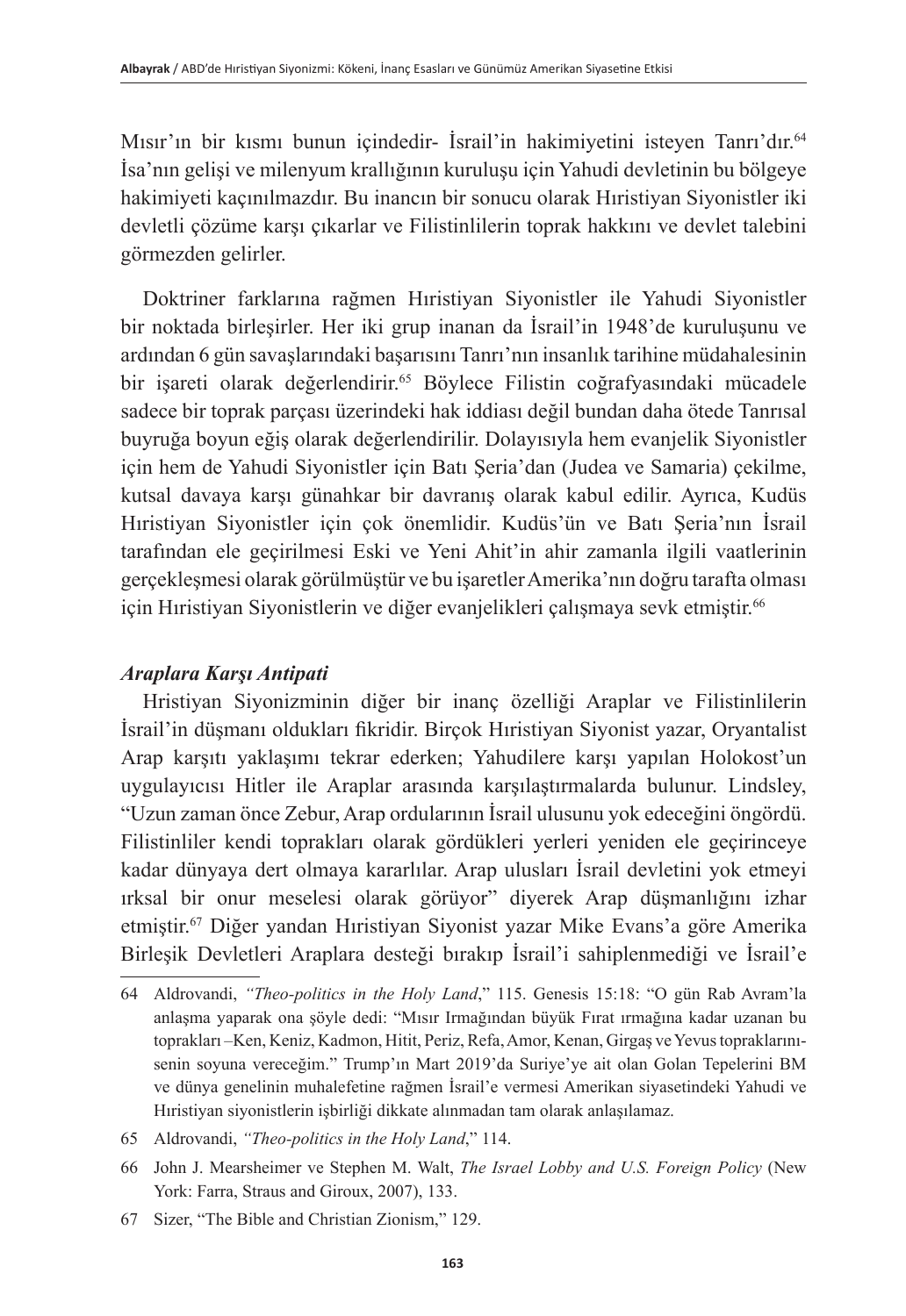Mısır'ın bir kısmı bunun içindedir- İsrail'in hakimiyetini isteyen Tanrı'dır.[64] İsa'nın gelişi ve milenyum krallığının kuruluşu için Yahudi devletinin bu bölgeye hakimiyeti kaçınılmazdır. Bu inancın bir sonucu olarak Hıristiyan Siyonistler iki devletli çözüme karşı çıkarlar ve Filistinlilerin toprak hakkını ve devlet talebini görmezden gelirler.

Doktriner farklarına rağmen Hıristiyan Siyonistler ile Yahudi Siyonistler bir noktada birleşirler. Her iki grup inanan da İsrail'in 1948'de kuruluşunu ve ardından 6 gün savaşlarındaki başarısını Tanrı'nın insanlık tarihine müdahalesinin bir işareti olarak değerlendirir.[65] Böylece Filistin coğrafyasındaki mücadele sadece bir toprak parçası üzerindeki hak iddiası değil bundan daha ötede Tanrısal buyruğa boyun eğiş olarak değerlendirilir. Dolayısıyla hem evanjelik Siyonistler için hem de Yahudi Siyonistler için Batı Şeria'dan (Judea ve Samaria) çekilme, kutsal davaya karşı günahkar bir davranış olarak kabul edilir. Ayrıca, Kudüs Hıristiyan Siyonistler için çok önemlidir. Kudüs'ün ve Batı Şeria'nın İsrail tarafından ele geçirilmesi Eski ve Yeni Ahit'in ahir zamanla ilgili vaatlerinin gerçekleşmesi olarak görülmüştür ve bu işaretler Amerika'nın doğru tarafta olması için Hıristiyan Siyonistlerin ve diğer evanjelikleri çalışmaya sevk etmiştir.[66]

### *Araplara Karşı Antipati*

Hristiyan Siyonizminin diğer bir inanç özelliği Araplar ve Filistinlilerin İsrail'in düşmanı oldukları fikridir. Birçok Hıristiyan Siyonist yazar, Oryantalist Arap karşıtı yaklaşımı tekrar ederken; Yahudilere karşı yapılan Holokost'un uygulayıcısı Hitler ile Araplar arasında karşılaştırmalarda bulunur. Lindsley, "Uzun zaman önce Zebur, Arap ordularının İsrail ulusunu yok edeceğini öngördü. Filistinliler kendi toprakları olarak gördükleri yerleri yeniden ele geçirinceye kadar dünyaya dert olmaya kararlılar. Arap ulusları İsrail devletini yok etmeyi ırksal bir onur meselesi olarak görüyor" diyerek Arap düşmanlığını izhar etmiştir.[67] Diğer yandan Hıristiyan Siyonist yazar Mike Evans'a göre Amerika Birleşik Devletleri Araplara desteği bırakıp İsrail'i sahiplenmediği ve İsrail'e

---

64 Aldrovandi, *"Theo-politics in the Holy Land*," 115. Genesis 15:18: "O gün Rab Avram'la anlaşma yaparak ona şöyle dedi: "Mısır Irmağından büyük Fırat ırmağına kadar uzanan bu toprakları –Ken, Keniz, Kadmon, Hitit, Periz, Refa, Amor, Kenan, Girgaş ve Yevus topraklarını- senin soyuna vereceğim." Trump'ın Mart 2019'da Suriye'ye ait olan Golan Tepelerini BM ve dünya genelinin muhalefetine rağmen İsrail'e vermesi Amerikan siyasetindeki Yahudi ve Hıristiyan siyonistlerin işbirliği dikkate alınmadan tam olarak anlaşılamaz.

65 Aldrovandi, *"Theo-politics in the Holy Land*," 114.

66 John J. Mearsheimer ve Stephen M. Walt, *The Israel Lobby and U.S. Foreign Policy* (New York: Farra, Straus and Giroux, 2007), 133.

67 Sizer, "The Bible and Christian Zionism," 129.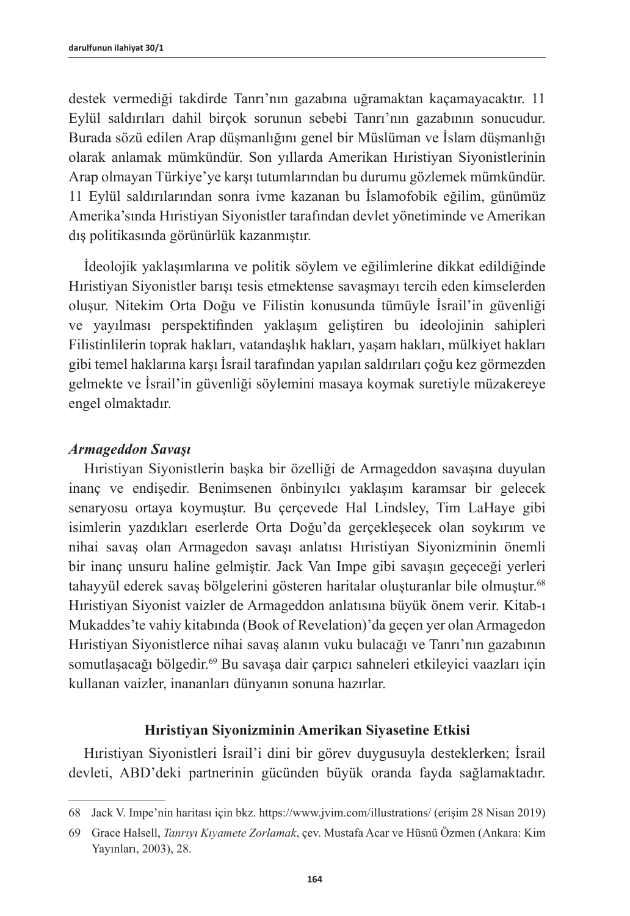destek vermediği takdirde Tanrı'nın gazabına uğramaktan kaçamayacaktır. 11 Eylül saldırıları dahil birçok sorunun sebebi Tanrı'nın gazabının sonucudur. Burada sözü edilen Arap düşmanlığını genel bir Müslüman ve İslam düşmanlığı olarak anlamak mümkündür. Son yıllarda Amerikan Hıristiyan Siyonistlerinin Arap olmayan Türkiye'ye karşı tutumlarından bu durumu gözlemek mümkündür. 11 Eylül saldırılarından sonra ivme kazanan bu İslamofobik eğilim, günümüz Amerika'sında Hıristiyan Siyonistler tarafından devlet yönetiminde ve Amerikan dış politikasında görünürlük kazanmıştır.

İdeolojik yaklaşımlarına ve politik söylem ve eğilimlerine dikkat edildiğinde Hıristiyan Siyonistler barışı tesis etmektense savaşmayı tercih eden kimselerden oluşur. Nitekim Orta Doğu ve Filistin konusunda tümüyle İsrail'in güvenliği ve yayılması perspektifinden yaklaşım geliştiren bu ideolojinin sahipleri Filistinlilerin toprak hakları, vatandaşlık hakları, yaşam hakları, mülkiyet hakları gibi temel haklarına karşı İsrail tarafından yapılan saldırıları çoğu kez görmezden gelmekte ve İsrail'in güvenliği söylemini masaya koymak suretiyle müzakereye engel olmaktadır.

***Armageddon Savaşı***

Hıristiyan Siyonistlerin başka bir özelliği de Armageddon savaşına duyulan inanç ve endişedir. Benimsenen önbinyılcı yaklaşım karamsar bir gelecek senaryosu ortaya koymuştur. Bu çerçevede Hal Lindsley, Tim LaHaye gibi isimlerin yazdıkları eserlerde Orta Doğu'da gerçekleşecek olan soykırım ve nihai savaş olan Armagedon savaşı anlatısı Hıristiyan Siyonizminin önemli bir inanç unsuru haline gelmiştir. Jack Van Impe gibi savaşın geçeceği yerleri tahayyül ederek savaş bölgelerini gösteren haritalar oluşturanlar bile olmuştur.[68] Hıristiyan Siyonist vaizler de Armageddon anlatısına büyük önem verir. Kitab-ı Mukaddes'te vahiy kitabında (Book of Revelation)'da geçen yer olan Armagedon Hıristiyan Siyonistlerce nihai savaş alanın vuku bulacağı ve Tanrı'nın gazabının somutlaşacağı bölgedir.[69] Bu savaşa dair çarpıcı sahneleri etkileyici vaazları için kullanan vaizler, inananları dünyanın sonuna hazırlar.

## Hıristiyan Siyonizminin Amerikan Siyasetine Etkisi

Hıristiyan Siyonistleri İsrail'i dini bir görev duygusuyla desteklerken; İsrail devleti, ABD'deki partnerinin gücünden büyük oranda fayda sağlamaktadır.

---

68 Jack V. Impe'nin haritası için bkz. https://www.jvim.com/illustrations/ (erişim 28 Nisan 2019)

69 Grace Halsell, *Tanrıyı Kıyamete Zorlamak*, çev. Mustafa Acar ve Hüsnü Özmen (Ankara: Kim Yayınları, 2003), 28.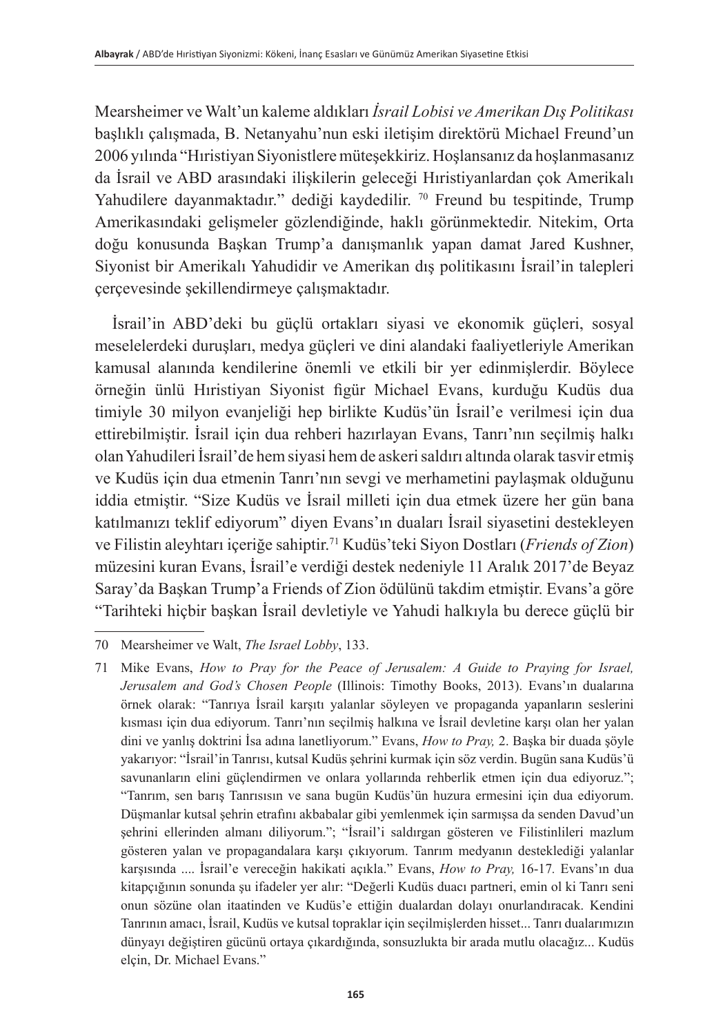Mearsheimer ve Walt'un kaleme aldıkları *İsrail Lobisi ve Amerikan Dış Politikası* başlıklı çalışmada, B. Netanyahu'nun eski iletişim direktörü Michael Freund'un 2006 yılında "Hıristiyan Siyonistlere müteşekkiriz. Hoşlansanız da hoşlanmasanız da İsrail ve ABD arasındaki ilişkilerin geleceği Hıristiyanlardan çok Amerikalı Yahudilere dayanmaktadır." dediği kaydedilir. [70] Freund bu tespitinde, Trump Amerikasındaki gelişmeler gözlendiğinde, haklı görünmektedir. Nitekim, Orta doğu konusunda Başkan Trump'a danışmanlık yapan damat Jared Kushner, Siyonist bir Amerikalı Yahudidir ve Amerikan dış politikasını İsrail'in talepleri çerçevesinde şekillendirmeye çalışmaktadır.

İsrail'in ABD'deki bu güçlü ortakları siyasi ve ekonomik güçleri, sosyal meselelerdeki duruşları, medya güçleri ve dini alandaki faaliyetleriyle Amerikan kamusal alanında kendilerine önemli ve etkili bir yer edinmişlerdir. Böylece örneğin ünlü Hıristiyan Siyonist figür Michael Evans, kurduğu Kudüs dua timiyle 30 milyon evanjeliği hep birlikte Kudüs'ün İsrail'e verilmesi için dua ettirebilmiştir. İsrail için dua rehberi hazırlayan Evans, Tanrı'nın seçilmiş halkı olan Yahudileri İsrail'de hem siyasi hem de askeri saldırı altında olarak tasvir etmiş ve Kudüs için dua etmenin Tanrı'nın sevgi ve merhametini paylaşmak olduğunu iddia etmiştir. "Size Kudüs ve İsrail milleti için dua etmek üzere her gün bana katılmanızı teklif ediyorum" diyen Evans'ın duaları İsrail siyasetini destekleyen ve Filistin aleyhtarı içeriğe sahiptir.[71] Kudüs'teki Siyon Dostları (*Friends of Zion*) müzesini kuran Evans, İsrail'e verdiği destek nedeniyle 11 Aralık 2017'de Beyaz Saray'da Başkan Trump'a Friends of Zion ödülünü takdim etmiştir. Evans'a göre "Tarihteki hiçbir başkan İsrail devletiyle ve Yahudi halkıyla bu derece güçlü bir

---

70 Mearsheimer ve Walt, *The Israel Lobby*, 133.

71 Mike Evans, *How to Pray for the Peace of Jerusalem: A Guide to Praying for Israel, Jerusalem and God's Chosen People* (Illinois: Timothy Books, 2013). Evans'ın dualarına örnek olarak: "Tanrıya İsrail karşıtı yalanlar söyleyen ve propaganda yapanların seslerini kısması için dua ediyorum. Tanrı'nın seçilmiş halkına ve İsrail devletine karşı olan her yalan dini ve yanlış doktrini İsa adına lanetliyorum." Evans, *How to Pray,* 2. Başka bir duada şöyle yakarıyor: "İsrail'in Tanrısı, kutsal Kudüs şehrini kurmak için söz verdin. Bugün sana Kudüs'ü savunanların elini güçlendirmen ve onlara yollarında rehberlik etmen için dua ediyoruz."; "Tanrım, sen barış Tanrısısın ve sana bugün Kudüs'ün huzura ermesini için dua ediyorum. Düşmanlar kutsal şehrin etrafını akbabalar gibi yemlenmek için sarmışsa da senden Davud'un şehrini ellerinden almanı diliyorum."; "İsrail'i saldırgan gösteren ve Filistinlileri mazlum gösteren yalan ve propagandalara karşı çıkıyorum. Tanrım medyanın desteklediği yalanlar karşısında .... İsrail'e vereceğin hakikati açıkla." Evans, *How to Pray,* 16-17*.* Evans'ın dua kitapçığının sonunda şu ifadeler yer alır: "Değerli Kudüs duacı partneri, emin ol ki Tanrı seni onun sözüne olan itaatinden ve Kudüs'e ettiğin dualardan dolayı onurlandıracak. Kendini Tanrının amacı, İsrail, Kudüs ve kutsal topraklar için seçilmişlerden hisset... Tanrı dualarımızın dünyayı değiştiren gücünü ortaya çıkardığında, sonsuzlukta bir arada mutlu olacağız... Kudüs elçin, Dr. Michael Evans."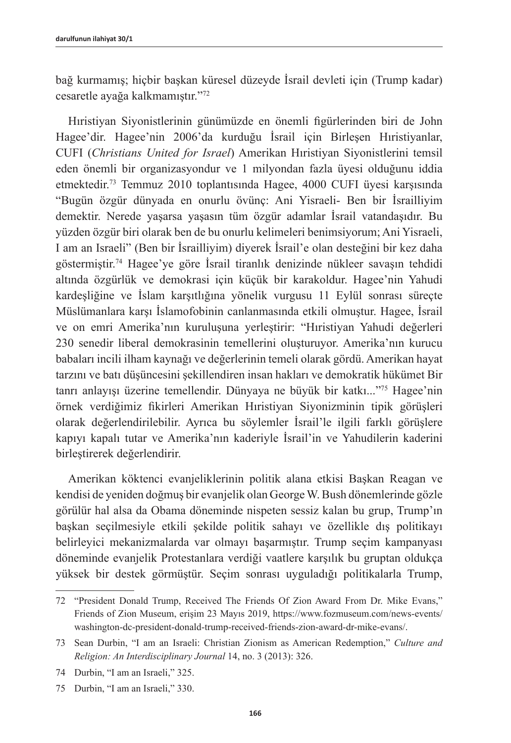bağ kurmamış; hiçbir başkan küresel düzeyde İsrail devleti için (Trump kadar) cesaretle ayağa kalkmamıştır."[72]

Hıristiyan Siyonistlerinin günümüzde en önemli figürlerinden biri de John Hagee'dir. Hagee'nin 2006'da kurduğu İsrail için Birleşen Hıristiyanlar, CUFI (*Christians United for Israel*) Amerikan Hıristiyan Siyonistlerini temsil eden önemli bir organizasyondur ve 1 milyondan fazla üyesi olduğunu iddia etmektedir.[73] Temmuz 2010 toplantısında Hagee, 4000 CUFI üyesi karşısında "Bugün özgür dünyada en onurlu övünç: Ani Yisraeli- Ben bir İsrailliyim demektir. Nerede yaşarsa yaşasın tüm özgür adamlar İsrail vatandaşıdır. Bu yüzden özgür biri olarak ben de bu onurlu kelimeleri benimsiyorum; Ani Yisraeli, I am an Israeli" (Ben bir İsrailliyim) diyerek İsrail'e olan desteğini bir kez daha göstermiştir.[74] Hagee'ye göre İsrail tiranlık denizinde nükleer savaşın tehdidi altında özgürlük ve demokrasi için küçük bir karakoldur. Hagee'nin Yahudi kardeşliğine ve İslam karşıtlığına yönelik vurgusu 11 Eylül sonrası süreçte Müslümanlara karşı İslamofobinin canlanmasında etkili olmuştur. Hagee, İsrail ve on emri Amerika'nın kuruluşuna yerleştirir: "Hıristiyan Yahudi değerleri 230 senedir liberal demokrasinin temellerini oluşturuyor. Amerika'nın kurucu babaları incili ilham kaynağı ve değerlerinin temeli olarak gördü. Amerikan hayat tarzını ve batı düşüncesini şekillendiren insan hakları ve demokratik hükümet Bir tanrı anlayışı üzerine temellendir. Dünyaya ne büyük bir katkı..."[75] Hagee'nin örnek verdiğimiz fikirleri Amerikan Hıristiyan Siyonizminin tipik görüşleri olarak değerlendirilebilir. Ayrıca bu söylemler İsrail'le ilgili farklı görüşlere kapıyı kapalı tutar ve Amerika'nın kaderiyle İsrail'in ve Yahudilerin kaderini birleştirerek değerlendirir.

Amerikan köktenci evanjeliklerinin politik alana etkisi Başkan Reagan ve kendisi de yeniden doğmuş bir evanjelik olan George W. Bush dönemlerinde gözle görülür hal alsa da Obama döneminde nispeten sessiz kalan bu grup, Trump'ın başkan seçilmesiyle etkili şekilde politik sahayı ve özellikle dış politikayı belirleyici mekanizmalarda var olmayı başarmıştır. Trump seçim kampanyası döneminde evanjelik Protestanlara verdiği vaatlere karşılık bu gruptan oldukça yüksek bir destek görmüştür. Seçim sonrası uyguladığı politikalarla Trump,

---

72 "President Donald Trump, Received The Friends Of Zion Award From Dr. Mike Evans," Friends of Zion Museum, erişim 23 Mayıs 2019, https://www.fozmuseum.com/news-events/washington-dc-president-donald-trump-received-friends-zion-award-dr-mike-evans/.

73 Sean Durbin, "I am an Israeli: Christian Zionism as American Redemption," *Culture and Religion: An Interdisciplinary Journal* 14, no. 3 (2013): 326.

74 Durbin, "I am an Israeli," 325.

75 Durbin, "I am an Israeli," 330.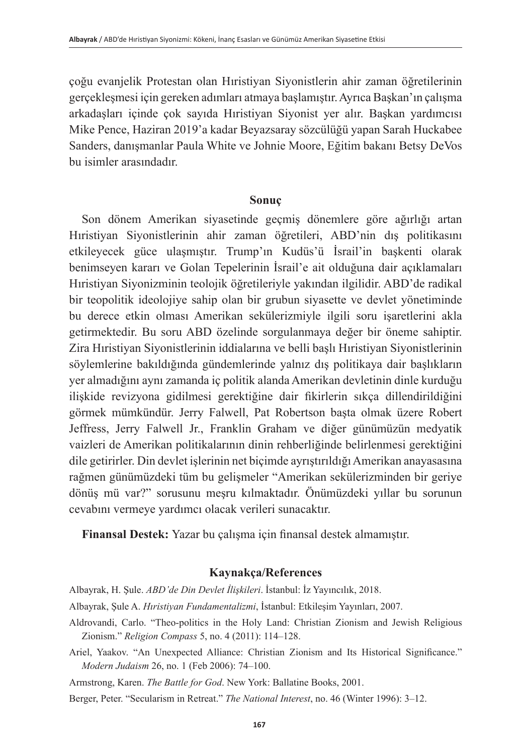çoğu evanjelik Protestan olan Hıristiyan Siyonistlerin ahir zaman öğretilerinin gerçekleşmesi için gereken adımları atmaya başlamıştır. Ayrıca Başkan'ın çalışma arkadaşları içinde çok sayıda Hıristiyan Siyonist yer alır. Başkan yardımcısı Mike Pence, Haziran 2019'a kadar Beyazsaray sözcülüğü yapan Sarah Huckabee Sanders, danışmanlar Paula White ve Johnie Moore, Eğitim bakanı Betsy DeVos bu isimler arasındadır.

## Sonuç

Son dönem Amerikan siyasetinde geçmiş dönemlere göre ağırlığı artan Hıristiyan Siyonistlerinin ahir zaman öğretileri, ABD'nin dış politikasını etkileyecek güce ulaşmıştır. Trump'ın Kudüs'ü İsrail'in başkenti olarak benimseyen kararı ve Golan Tepelerinin İsrail'e ait olduğuna dair açıklamaları Hıristiyan Siyonizminin teolojik öğretileriyle yakından ilgilidir. ABD'de radikal bir teopolitik ideolojiye sahip olan bir grubun siyasette ve devlet yönetiminde bu derece etkin olması Amerikan sekülerizmiyle ilgili soru işaretlerini akla getirmektedir. Bu soru ABD özelinde sorgulanmaya değer bir öneme sahiptir. Zira Hıristiyan Siyonistlerinin iddialarına ve belli başlı Hıristiyan Siyonistlerinin söylemlerine bakıldığında gündemlerinde yalnız dış politikaya dair başlıkların yer almadığını aynı zamanda iç politik alanda Amerikan devletinin dinle kurduğu ilişkide revizyona gidilmesi gerektiğine dair fikirlerin sıkça dillendirildiğini görmek mümkündür. Jerry Falwell, Pat Robertson başta olmak üzere Robert Jeffress, Jerry Falwell Jr., Franklin Graham ve diğer günümüzün medyatik vaizleri de Amerikan politikalarının dinin rehberliğinde belirlenmesi gerektiğini dile getirirler. Din devlet işlerinin net biçimde ayrıştırıldığı Amerikan anayasasına rağmen günümüzdeki tüm bu gelişmeler "Amerikan sekülerizminden bir geriye dönüş mü var?" sorusunu meşru kılmaktadır. Önümüzdeki yıllar bu sorunun cevabını vermeye yardımcı olacak verileri sunacaktır.

**Finansal Destek:** Yazar bu çalışma için finansal destek almamıştır.

## Kaynakça/References

Albayrak, H. Şule. *ABD'de Din Devlet İlişkileri*. İstanbul: İz Yayıncılık, 2018.

Albayrak, Şule A. *Hıristiyan Fundamentalizmi*, İstanbul: Etkileşim Yayınları, 2007.

Aldrovandi, Carlo. "Theo-politics in the Holy Land: Christian Zionism and Jewish Religious Zionism." *Religion Compass* 5, no. 4 (2011): 114–128.

Ariel, Yaakov. "An Unexpected Alliance: Christian Zionism and Its Historical Significance." *Modern Judaism* 26, no. 1 (Feb 2006): 74–100.

Armstrong, Karen. *The Battle for God*. New York: Ballatine Books, 2001.

Berger, Peter. "Secularism in Retreat." *The National Interest*, no. 46 (Winter 1996): 3–12.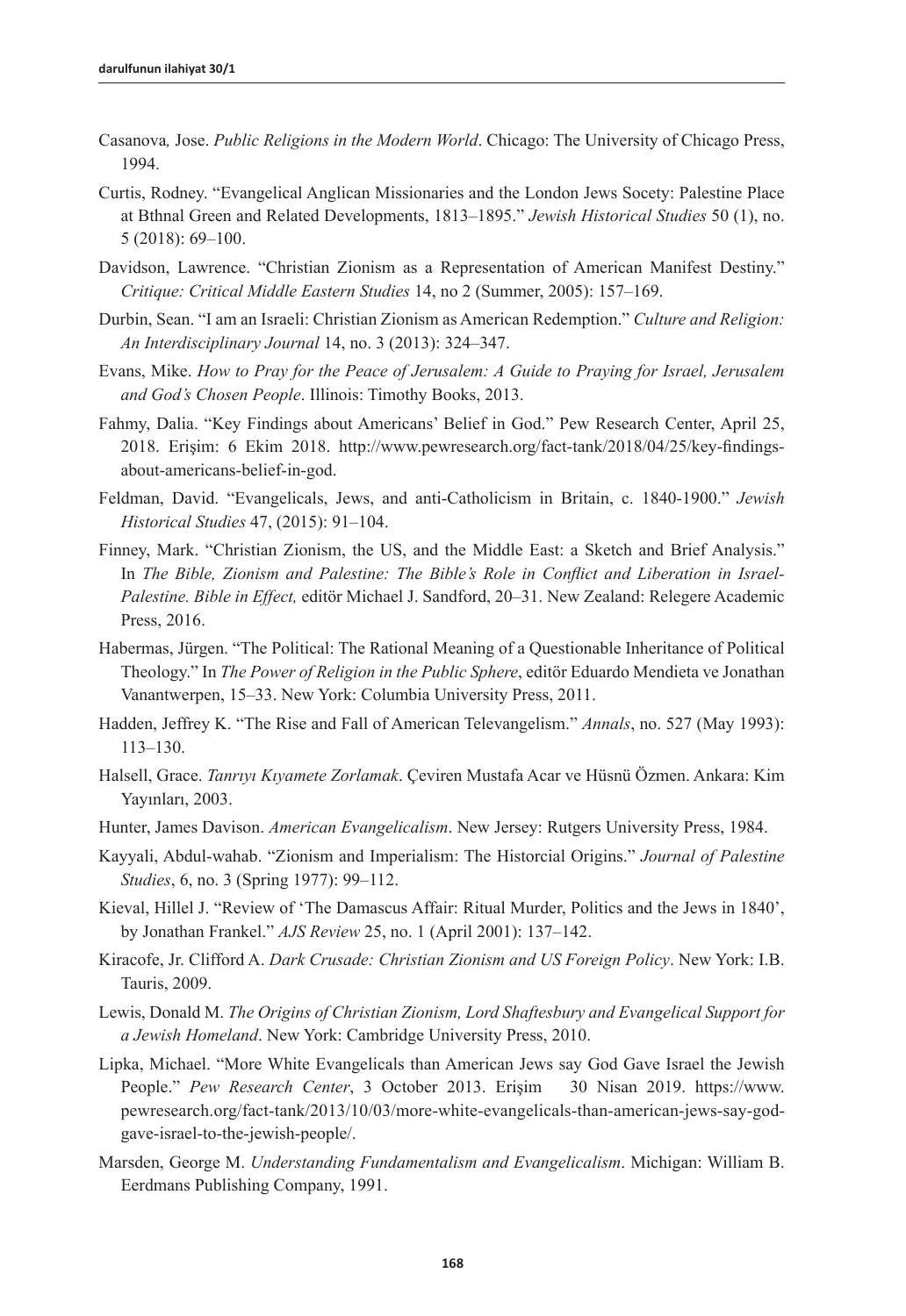Casanova*,* Jose. *Public Religions in the Modern World*. Chicago: The University of Chicago Press, 1994.

Curtis, Rodney. "Evangelical Anglican Missionaries and the London Jews Socety: Palestine Place at Bthnal Green and Related Developments, 1813–1895." *Jewish Historical Studies* 50 (1), no. 5 (2018): 69–100.

Davidson, Lawrence. "Christian Zionism as a Representation of American Manifest Destiny." *Critique: Critical Middle Eastern Studies* 14, no 2 (Summer, 2005): 157–169.

Durbin, Sean. "I am an Israeli: Christian Zionism as American Redemption." *Culture and Religion: An Interdisciplinary Journal* 14, no. 3 (2013): 324–347.

Evans, Mike. *How to Pray for the Peace of Jerusalem: A Guide to Praying for Israel, Jerusalem and God's Chosen People*. Illinois: Timothy Books, 2013.

Fahmy, Dalia. "Key Findings about Americans' Belief in God." Pew Research Center, April 25, 2018. Erişim: 6 Ekim 2018. http://www.pewresearch.org/fact-tank/2018/04/25/key-findings-about-americans-belief-in-god.

Feldman, David. "Evangelicals, Jews, and anti-Catholicism in Britain, c. 1840-1900." *Jewish Historical Studies* 47, (2015): 91–104.

Finney, Mark. "Christian Zionism, the US, and the Middle East: a Sketch and Brief Analysis." In *The Bible, Zionism and Palestine: The Bible's Role in Conflict and Liberation in Israel-Palestine. Bible in Effect,* editör Michael J. Sandford, 20–31. New Zealand: Relegere Academic Press, 2016.

Habermas, Jürgen. "The Political: The Rational Meaning of a Questionable Inheritance of Political Theology." In *The Power of Religion in the Public Sphere*, editör Eduardo Mendieta ve Jonathan Vanantwerpen, 15–33. New York: Columbia University Press, 2011.

Hadden, Jeffrey K. "The Rise and Fall of American Televangelism." *Annals*, no. 527 (May 1993): 113–130.

Halsell, Grace. *Tanrıyı Kıyamete Zorlamak*. Çeviren Mustafa Acar ve Hüsnü Özmen. Ankara: Kim Yayınları, 2003.

Hunter, James Davison. *American Evangelicalism*. New Jersey: Rutgers University Press, 1984.

Kayyali, Abdul-wahab. "Zionism and Imperialism: The Historcial Origins." *Journal of Palestine Studies*, 6, no. 3 (Spring 1977): 99–112.

Kieval, Hillel J. "Review of 'The Damascus Affair: Ritual Murder, Politics and the Jews in 1840', by Jonathan Frankel." *AJS Review* 25, no. 1 (April 2001): 137–142.

Kiracofe, Jr. Clifford A. *Dark Crusade: Christian Zionism and US Foreign Policy*. New York: I.B. Tauris, 2009.

Lewis, Donald M. *The Origins of Christian Zionism, Lord Shaftesbury and Evangelical Support for a Jewish Homeland*. New York: Cambridge University Press, 2010.

Lipka, Michael. "More White Evangelicals than American Jews say God Gave Israel the Jewish People." *Pew Research Center*, 3 October 2013. Erişim 30 Nisan 2019. https://www.pewresearch.org/fact-tank/2013/10/03/more-white-evangelicals-than-american-jews-say-god-gave-israel-to-the-jewish-people/.

Marsden, George M. *Understanding Fundamentalism and Evangelicalism*. Michigan: William B. Eerdmans Publishing Company, 1991.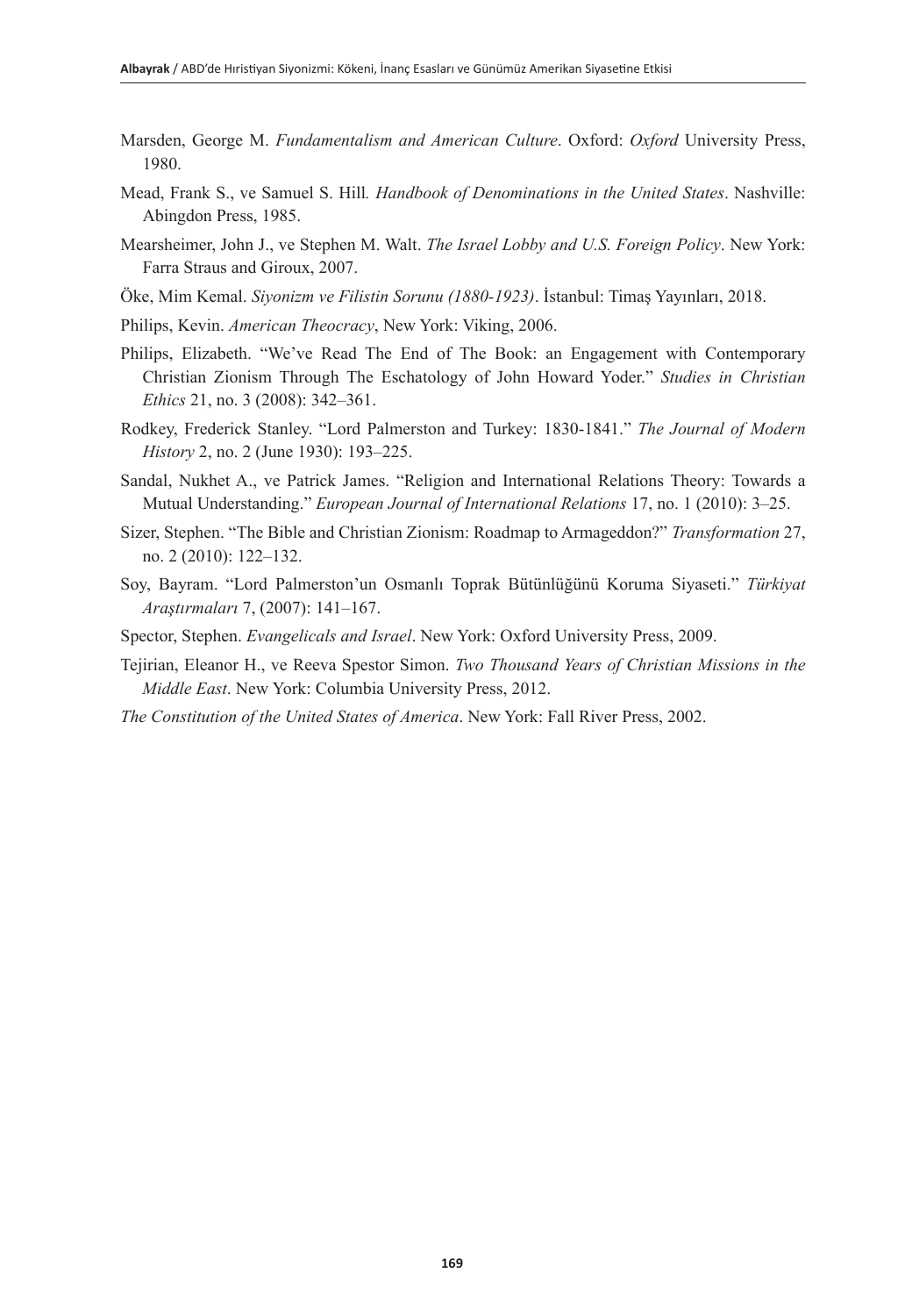Marsden, George M. *Fundamentalism and American Culture*. Oxford: *Oxford* University Press, 1980.

Mead, Frank S., ve Samuel S. Hill*. Handbook of Denominations in the United States*. Nashville: Abingdon Press, 1985.

Mearsheimer, John J., ve Stephen M. Walt. *The Israel Lobby and U.S. Foreign Policy*. New York: Farra Straus and Giroux, 2007.

Öke, Mim Kemal. *Siyonizm ve Filistin Sorunu (1880-1923)*. İstanbul: Timaş Yayınları, 2018.

Philips, Kevin. *American Theocracy*, New York: Viking, 2006.

Philips, Elizabeth. "We've Read The End of The Book: an Engagement with Contemporary Christian Zionism Through The Eschatology of John Howard Yoder." *Studies in Christian Ethics* 21, no. 3 (2008): 342–361.

Rodkey, Frederick Stanley. "Lord Palmerston and Turkey: 1830-1841." *The Journal of Modern History* 2, no. 2 (June 1930): 193–225.

Sandal, Nukhet A., ve Patrick James. "Religion and International Relations Theory: Towards a Mutual Understanding." *European Journal of International Relations* 17, no. 1 (2010): 3–25.

Sizer, Stephen. "The Bible and Christian Zionism: Roadmap to Armageddon?" *Transformation* 27, no. 2 (2010): 122–132.

Soy, Bayram. "Lord Palmerston'un Osmanlı Toprak Bütünlüğünü Koruma Siyaseti." *Türkiyat Araştırmaları* 7, (2007): 141–167.

Spector, Stephen. *Evangelicals and Israel*. New York: Oxford University Press, 2009.

Tejirian, Eleanor H., ve Reeva Spestor Simon. *Two Thousand Years of Christian Missions in the Middle East*. New York: Columbia University Press, 2012.

*The Constitution of the United States of America*. New York: Fall River Press, 2002.